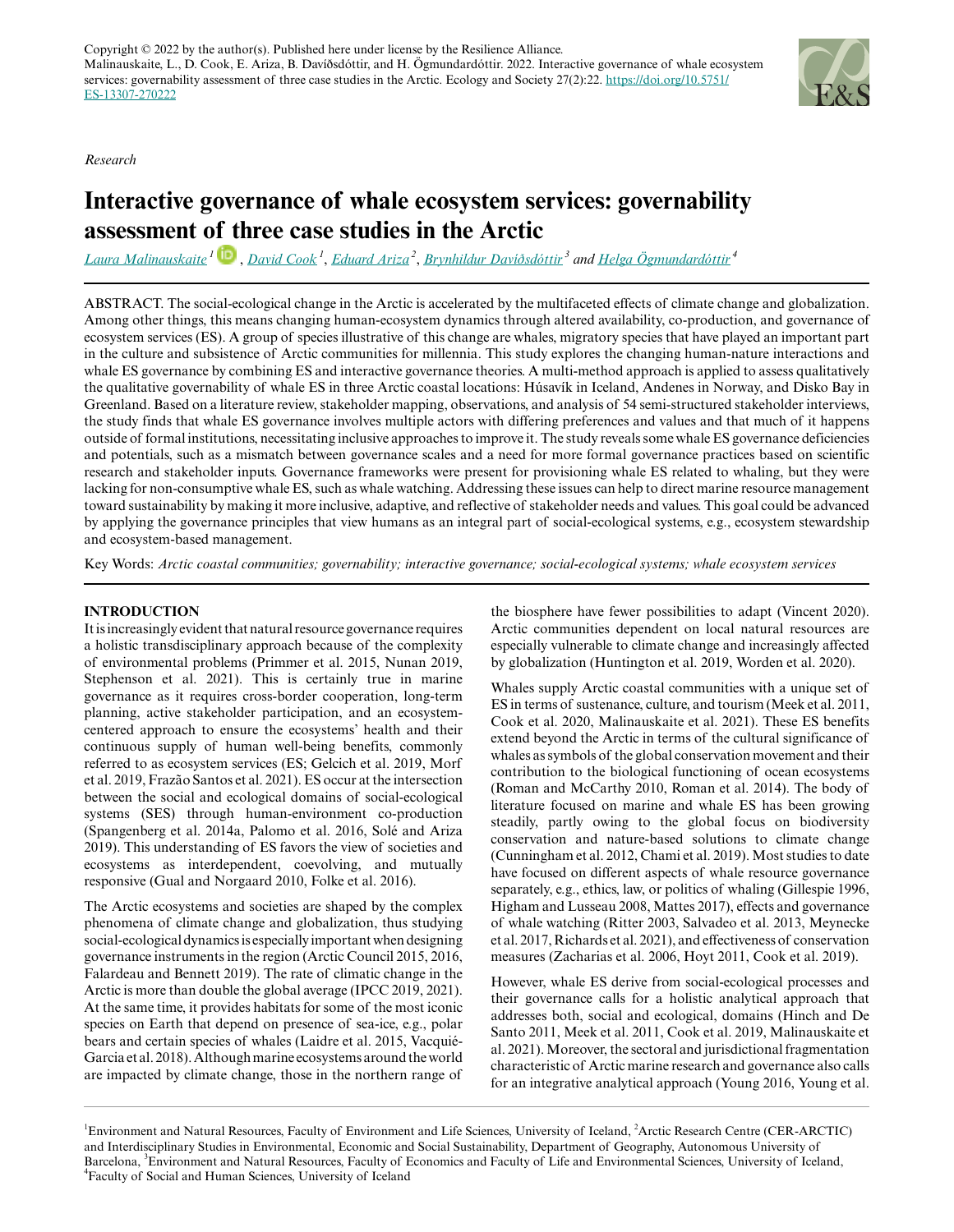Copyright © 2022 by the author(s). Published here under license by the Resilience Alliance.
Malinauskaite, L., D. Cook, E. Ariza, B. Davíðsdóttir, and H. Ögmundardóttir. 2022. Interactive governance of whale ecosystem services: governability assessment of three case studies in the Arctic. Ecology and Society 27(2):22. https://doi.org/10.5751/ES-13307-270222

*Research*

# Interactive governance of whale ecosystem services: governability assessment of three case studies in the Arctic

*Laura Malinauskaite* [1], *David Cook* [1], *Eduard Ariza* [2], *Brynhildur Davíðsdóttir* [3] and *Helga Ögmundardóttir* [4]

ABSTRACT. The social-ecological change in the Arctic is accelerated by the multifaceted effects of climate change and globalization. Among other things, this means changing human-ecosystem dynamics through altered availability, co-production, and governance of ecosystem services (ES). A group of species illustrative of this change are whales, migratory species that have played an important part in the culture and subsistence of Arctic communities for millennia. This study explores the changing human-nature interactions and whale ES governance by combining ES and interactive governance theories. A multi-method approach is applied to assess qualitatively the qualitative governability of whale ES in three Arctic coastal locations: Húsavík in Iceland, Andenes in Norway, and Disko Bay in Greenland. Based on a literature review, stakeholder mapping, observations, and analysis of 54 semi-structured stakeholder interviews, the study finds that whale ES governance involves multiple actors with differing preferences and values and that much of it happens outside of formal institutions, necessitating inclusive approaches to improve it. The study reveals some whale ES governance deficiencies and potentials, such as a mismatch between governance scales and a need for more formal governance practices based on scientific research and stakeholder inputs. Governance frameworks were present for provisioning whale ES related to whaling, but they were lacking for non-consumptive whale ES, such as whale watching. Addressing these issues can help to direct marine resource management toward sustainability by making it more inclusive, adaptive, and reflective of stakeholder needs and values. This goal could be advanced by applying the governance principles that view humans as an integral part of social-ecological systems, e.g., ecosystem stewardship and ecosystem-based management.

Key Words: *Arctic coastal communities; governability; interactive governance; social-ecological systems; whale ecosystem services*

## INTRODUCTION

It is increasingly evident that natural resource governance requires a holistic transdisciplinary approach because of the complexity of environmental problems (Primmer et al. 2015, Nunan 2019, Stephenson et al. 2021). This is certainly true in marine governance as it requires cross-border cooperation, long-term planning, active stakeholder participation, and an ecosystem-centered approach to ensure the ecosystems' health and their continuous supply of human well-being benefits, commonly referred to as ecosystem services (ES; Gelcich et al. 2019, Morf et al. 2019, Frazão Santos et al. 2021). ES occur at the intersection between the social and ecological domains of social-ecological systems (SES) through human-environment co-production (Spangenberg et al. 2014a, Palomo et al. 2016, Solé and Ariza 2019). This understanding of ES favors the view of societies and ecosystems as interdependent, coevolving, and mutually responsive (Gual and Norgaard 2010, Folke et al. 2016).

The Arctic ecosystems and societies are shaped by the complex phenomena of climate change and globalization, thus studying social-ecological dynamics is especially important when designing governance instruments in the region (Arctic Council 2015, 2016, Falardeau and Bennett 2019). The rate of climatic change in the Arctic is more than double the global average (IPCC 2019, 2021). At the same time, it provides habitats for some of the most iconic species on Earth that depend on presence of sea-ice, e.g., polar bears and certain species of whales (Laidre et al. 2015, Vacquié-Garcia et al. 2018). Although marine ecosystems around the world are impacted by climate change, those in the northern range of the biosphere have fewer possibilities to adapt (Vincent 2020). Arctic communities dependent on local natural resources are especially vulnerable to climate change and increasingly affected by globalization (Huntington et al. 2019, Worden et al. 2020).

Whales supply Arctic coastal communities with a unique set of ES in terms of sustenance, culture, and tourism (Meek et al. 2011, Cook et al. 2020, Malinauskaite et al. 2021). These ES benefits extend beyond the Arctic in terms of the cultural significance of whales as symbols of the global conservation movement and their contribution to the biological functioning of ocean ecosystems (Roman and McCarthy 2010, Roman et al. 2014). The body of literature focused on marine and whale ES has been growing steadily, partly owing to the global focus on biodiversity conservation and nature-based solutions to climate change (Cunningham et al. 2012, Chami et al. 2019). Most studies to date have focused on different aspects of whale resource governance separately, e.g., ethics, law, or politics of whaling (Gillespie 1996, Higham and Lusseau 2008, Mattes 2017), effects and governance of whale watching (Ritter 2003, Salvadeo et al. 2013, Meynecke et al. 2017, Richards et al. 2021), and effectiveness of conservation measures (Zacharias et al. 2006, Hoyt 2011, Cook et al. 2019).

However, whale ES derive from social-ecological processes and their governance calls for a holistic analytical approach that addresses both, social and ecological, domains (Hinch and De Santo 2011, Meek et al. 2011, Cook et al. 2019, Malinauskaite et al. 2021). Moreover, the sectoral and jurisdictional fragmentation characteristic of Arctic marine research and governance also calls for an integrative analytical approach (Young 2016, Young et al.

[1]Environment and Natural Resources, Faculty of Environment and Life Sciences, University of Iceland, [2]Arctic Research Centre (CER-ARCTIC) and Interdisciplinary Studies in Environmental, Economic and Social Sustainability, Department of Geography, Autonomous University of Barcelona, [3]Environment and Natural Resources, Faculty of Economics and Faculty of Life and Environmental Sciences, University of Iceland, [4]Faculty of Social and Human Sciences, University of Iceland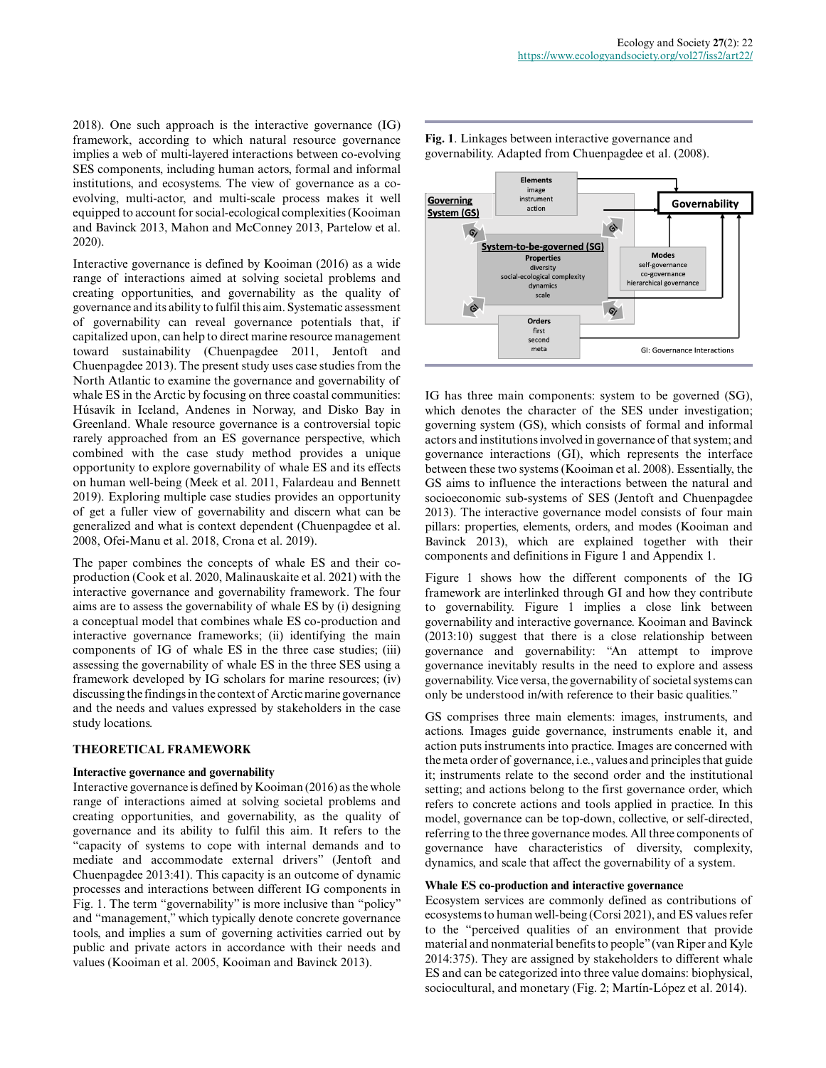2018). One such approach is the interactive governance (IG) framework, according to which natural resource governance implies a web of multi-layered interactions between co-evolving SES components, including human actors, formal and informal institutions, and ecosystems. The view of governance as a co-evolving, multi-actor, and multi-scale process makes it well equipped to account for social-ecological complexities (Kooiman and Bavinck 2013, Mahon and McConney 2013, Partelow et al. 2020).

Interactive governance is defined by Kooiman (2016) as a wide range of interactions aimed at solving societal problems and creating opportunities, and governability as the quality of governance and its ability to fulfil this aim. Systematic assessment of governability can reveal governance potentials that, if capitalized upon, can help to direct marine resource management toward sustainability (Chuenpagdee 2011, Jentoft and Chuenpagdee 2013). The present study uses case studies from the North Atlantic to examine the governance and governability of whale ES in the Arctic by focusing on three coastal communities: Húsavík in Iceland, Andenes in Norway, and Disko Bay in Greenland. Whale resource governance is a controversial topic rarely approached from an ES governance perspective, which combined with the case study method provides a unique opportunity to explore governability of whale ES and its effects on human well-being (Meek et al. 2011, Falardeau and Bennett 2019). Exploring multiple case studies provides an opportunity of get a fuller view of governability and discern what can be generalized and what is context dependent (Chuenpagdee et al. 2008, Ofei-Manu et al. 2018, Crona et al. 2019).

The paper combines the concepts of whale ES and their co-production (Cook et al. 2020, Malinauskaite et al. 2021) with the interactive governance and governability framework. The four aims are to assess the governability of whale ES by (i) designing a conceptual model that combines whale ES co-production and interactive governance frameworks; (ii) identifying the main components of IG of whale ES in the three case studies; (iii) assessing the governability of whale ES in the three SES using a framework developed by IG scholars for marine resources; (iv) discussing the findings in the context of Arctic marine governance and the needs and values expressed by stakeholders in the case study locations.

## THEORETICAL FRAMEWORK

### Interactive governance and governability

Interactive governance is defined by Kooiman (2016) as the whole range of interactions aimed at solving societal problems and creating opportunities, and governability, as the quality of governance and its ability to fulfil this aim. It refers to the "capacity of systems to cope with internal demands and to mediate and accommodate external drivers" (Jentoft and Chuenpagdee 2013:41). This capacity is an outcome of dynamic processes and interactions between different IG components in Fig. 1. The term "governability" is more inclusive than "policy" and "management," which typically denote concrete governance tools, and implies a sum of governing activities carried out by public and private actors in accordance with their needs and values (Kooiman et al. 2005, Kooiman and Bavinck 2013).

**Fig. 1**. Linkages between interactive governance and governability. Adapted from Chuenpagdee et al. (2008).

IG has three main components: system to be governed (SG), which denotes the character of the SES under investigation; governing system (GS), which consists of formal and informal actors and institutions involved in governance of that system; and governance interactions (GI), which represents the interface between these two systems (Kooiman et al. 2008). Essentially, the GS aims to influence the interactions between the natural and socioeconomic sub-systems of SES (Jentoft and Chuenpagdee 2013). The interactive governance model consists of four main pillars: properties, elements, orders, and modes (Kooiman and Bavinck 2013), which are explained together with their components and definitions in Figure 1 and Appendix 1.

Figure 1 shows how the different components of the IG framework are interlinked through GI and how they contribute to governability. Figure 1 implies a close link between governability and interactive governance. Kooiman and Bavinck (2013:10) suggest that there is a close relationship between governance and governability: "An attempt to improve governance inevitably results in the need to explore and assess governability. Vice versa, the governability of societal systems can only be understood in/with reference to their basic qualities."

GS comprises three main elements: images, instruments, and actions. Images guide governance, instruments enable it, and action puts instruments into practice. Images are concerned with the meta order of governance, i.e., values and principles that guide it; instruments relate to the second order and the institutional setting; and actions belong to the first governance order, which refers to concrete actions and tools applied in practice. In this model, governance can be top-down, collective, or self-directed, referring to the three governance modes. All three components of governance have characteristics of diversity, complexity, dynamics, and scale that affect the governability of a system.

### Whale ES co-production and interactive governance

Ecosystem services are commonly defined as contributions of ecosystems to human well-being (Corsi 2021), and ES values refer to the "perceived qualities of an environment that provide material and nonmaterial benefits to people" (van Riper and Kyle 2014:375). They are assigned by stakeholders to different whale ES and can be categorized into three value domains: biophysical, sociocultural, and monetary (Fig. 2; Martín-López et al. 2014).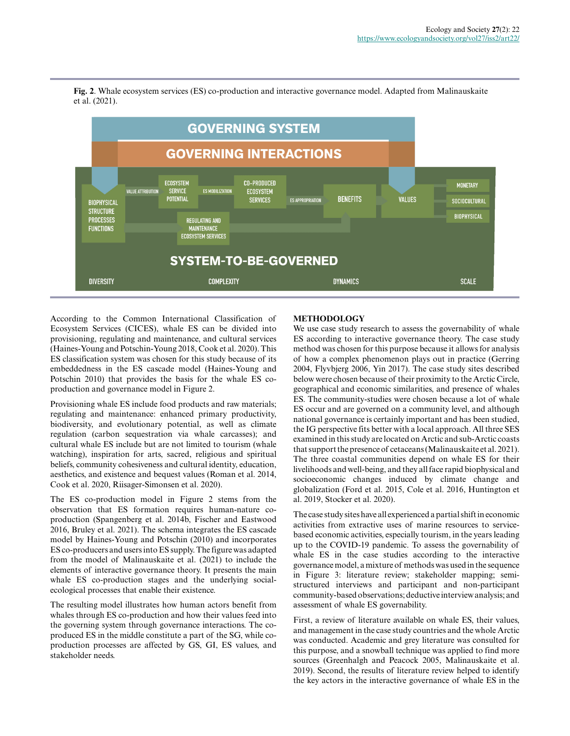**Fig. 2**. Whale ecosystem services (ES) co-production and interactive governance model. Adapted from Malinauskaite et al. (2021).

According to the Common International Classification of Ecosystem Services (CICES), whale ES can be divided into provisioning, regulating and maintenance, and cultural services (Haines-Young and Potschin-Young 2018, Cook et al. 2020). This ES classification system was chosen for this study because of its embeddedness in the ES cascade model (Haines-Young and Potschin 2010) that provides the basis for the whale ES co-production and governance model in Figure 2.

Provisioning whale ES include food products and raw materials; regulating and maintenance: enhanced primary productivity, biodiversity, and evolutionary potential, as well as climate regulation (carbon sequestration via whale carcasses); and cultural whale ES include but are not limited to tourism (whale watching), inspiration for arts, sacred, religious and spiritual beliefs, community cohesiveness and cultural identity, education, aesthetics, and existence and bequest values (Roman et al. 2014, Cook et al. 2020, Riisager-Simonsen et al. 2020).

The ES co-production model in Figure 2 stems from the observation that ES formation requires human-nature co-production (Spangenberg et al. 2014b, Fischer and Eastwood 2016, Bruley et al. 2021). The schema integrates the ES cascade model by Haines-Young and Potschin (2010) and incorporates ES co-producers and users into ES supply. The figure was adapted from the model of Malinauskaite et al. (2021) to include the elements of interactive governance theory. It presents the main whale ES co-production stages and the underlying social-ecological processes that enable their existence.

The resulting model illustrates how human actors benefit from whales through ES co-production and how their values feed into the governing system through governance interactions. The co-produced ES in the middle constitute a part of the SG, while co-production processes are affected by GS, GI, ES values, and stakeholder needs.

## METHODOLOGY

We use case study research to assess the governability of whale ES according to interactive governance theory. The case study method was chosen for this purpose because it allows for analysis of how a complex phenomenon plays out in practice (Gerring 2004, Flyvbjerg 2006, Yin 2017). The case study sites described below were chosen because of their proximity to the Arctic Circle, geographical and economic similarities, and presence of whales ES. The community-studies were chosen because a lot of whale ES occur and are governed on a community level, and although national governance is certainly important and has been studied, the IG perspective fits better with a local approach. All three SES examined in this study are located on Arctic and sub-Arctic coasts that support the presence of cetaceans (Malinauskaite et al. 2021). The three coastal communities depend on whale ES for their livelihoods and well-being, and they all face rapid biophysical and socioeconomic changes induced by climate change and globalization (Ford et al. 2015, Cole et al. 2016, Huntington et al. 2019, Stocker et al. 2020).

The case study sites have all experienced a partial shift in economic activities from extractive uses of marine resources to service-based economic activities, especially tourism, in the years leading up to the COVID-19 pandemic. To assess the governability of whale ES in the case studies according to the interactive governance model, a mixture of methods was used in the sequence in Figure 3: literature review; stakeholder mapping; semi-structured interviews and participant and non-participant community-based observations; deductive interview analysis; and assessment of whale ES governability.

First, a review of literature available on whale ES, their values, and management in the case study countries and the whole Arctic was conducted. Academic and grey literature was consulted for this purpose, and a snowball technique was applied to find more sources (Greenhalgh and Peacock 2005, Malinauskaite et al. 2019). Second, the results of literature review helped to identify the key actors in the interactive governance of whale ES in the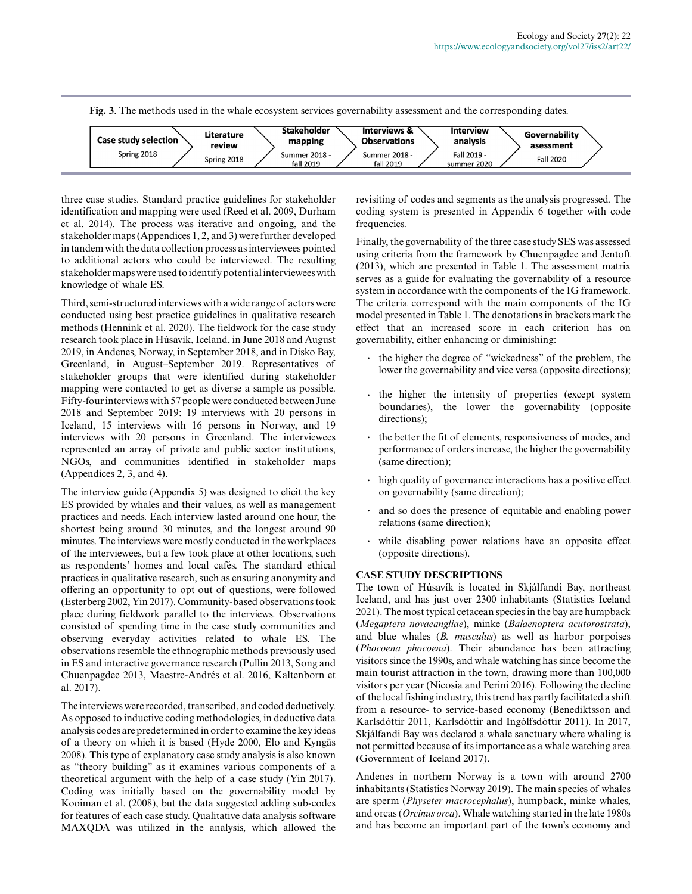**Fig. 3**. The methods used in the whale ecosystem services governability assessment and the corresponding dates.

| Case study selection | Literature review | Stakeholder mapping | Interviews & Observations | Interview analysis | Governability asessment |
|---|---|---|---|---|---|
| Spring 2018 | Spring 2018 | Summer 2018 - fall 2019 | Summer 2018 - fall 2019 | Fall 2019 - summer 2020 | Fall 2020 |

three case studies. Standard practice guidelines for stakeholder identification and mapping were used (Reed et al. 2009, Durham et al. 2014). The process was iterative and ongoing, and the stakeholder maps (Appendices 1, 2, and 3) were further developed in tandem with the data collection process as interviewees pointed to additional actors who could be interviewed. The resulting stakeholder maps were used to identify potential interviewees with knowledge of whale ES.

Third, semi-structured interviews with a wide range of actors were conducted using best practice guidelines in qualitative research methods (Hennink et al. 2020). The fieldwork for the case study research took place in Húsavík, Iceland, in June 2018 and August 2019, in Andenes, Norway, in September 2018, and in Disko Bay, Greenland, in August–September 2019. Representatives of stakeholder groups that were identified during stakeholder mapping were contacted to get as diverse a sample as possible. Fifty-four interviews with 57 people were conducted between June 2018 and September 2019: 19 interviews with 20 persons in Iceland, 15 interviews with 16 persons in Norway, and 19 interviews with 20 persons in Greenland. The interviewees represented an array of private and public sector institutions, NGOs, and communities identified in stakeholder maps (Appendices 2, 3, and 4).

The interview guide (Appendix 5) was designed to elicit the key ES provided by whales and their values, as well as management practices and needs. Each interview lasted around one hour, the shortest being around 30 minutes, and the longest around 90 minutes. The interviews were mostly conducted in the workplaces of the interviewees, but a few took place at other locations, such as respondents' homes and local cafés. The standard ethical practices in qualitative research, such as ensuring anonymity and offering an opportunity to opt out of questions, were followed (Esterberg 2002, Yin 2017). Community-based observations took place during fieldwork parallel to the interviews. Observations consisted of spending time in the case study communities and observing everyday activities related to whale ES. The observations resemble the ethnographic methods previously used in ES and interactive governance research (Pullin 2013, Song and Chuenpagdee 2013, Maestre-Andrés et al. 2016, Kaltenborn et al. 2017).

The interviews were recorded, transcribed, and coded deductively. As opposed to inductive coding methodologies, in deductive data analysis codes are predetermined in order to examine the key ideas of a theory on which it is based (Hyde 2000, Elo and Kyngäs 2008). This type of explanatory case study analysis is also known as "theory building" as it examines various components of a theoretical argument with the help of a case study (Yin 2017). Coding was initially based on the governability model by Kooiman et al. (2008), but the data suggested adding sub-codes for features of each case study. Qualitative data analysis software MAXQDA was utilized in the analysis, which allowed the revisiting of codes and segments as the analysis progressed. The coding system is presented in Appendix 6 together with code frequencies.

Finally, the governability of the three case study SES was assessed using criteria from the framework by Chuenpagdee and Jentoft (2013), which are presented in Table 1. The assessment matrix serves as a guide for evaluating the governability of a resource system in accordance with the components of the IG framework. The criteria correspond with the main components of the IG model presented in Table 1. The denotations in brackets mark the effect that an increased score in each criterion has on governability, either enhancing or diminishing:

- the higher the degree of "wickedness" of the problem, the lower the governability and vice versa (opposite directions);
- the higher the intensity of properties (except system boundaries), the lower the governability (opposite directions);
- the better the fit of elements, responsiveness of modes, and performance of orders increase, the higher the governability (same direction);
- high quality of governance interactions has a positive effect on governability (same direction);
- and so does the presence of equitable and enabling power relations (same direction);
- while disabling power relations have an opposite effect (opposite directions).

## CASE STUDY DESCRIPTIONS

The town of Húsavík is located in Skjálfandi Bay, northeast Iceland, and has just over 2300 inhabitants (Statistics Iceland 2021). The most typical cetacean species in the bay are humpback (*Megaptera novaeangliae*), minke (*Balaenoptera acutorostrata*), and blue whales (*B. musculus*) as well as harbor porpoises (*Phocoena phocoena*). Their abundance has been attracting visitors since the 1990s, and whale watching has since become the main tourist attraction in the town, drawing more than 100,000 visitors per year (Nicosia and Perini 2016). Following the decline of the local fishing industry, this trend has partly facilitated a shift from a resource- to service-based economy (Benediktsson and Karlsdóttir 2011, Karlsdóttir and Ingólfsdóttir 2011). In 2017, Skjálfandi Bay was declared a whale sanctuary where whaling is not permitted because of its importance as a whale watching area (Government of Iceland 2017).

Andenes in northern Norway is a town with around 2700 inhabitants (Statistics Norway 2019). The main species of whales are sperm (*Physeter macrocephalus*), humpback, minke whales, and orcas (*Orcinus orca*). Whale watching started in the late 1980s and has become an important part of the town's economy and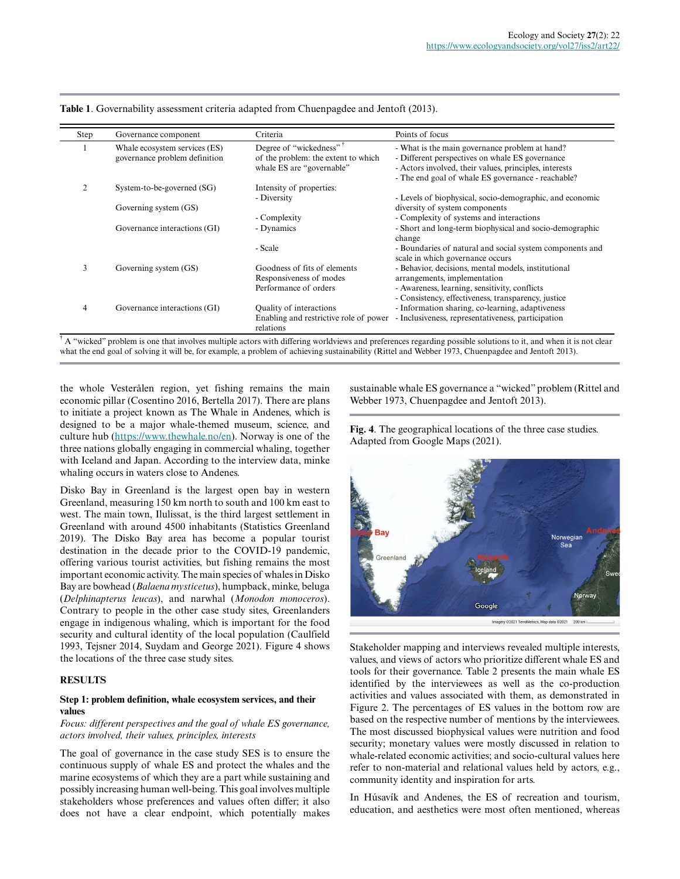**Table 1**. Governability assessment criteria adapted from Chuenpagdee and Jentoft (2013).

| Step | Governance component | Criteria | Points of focus |
|---|---|---|---|
| 1 | Whale ecosystem services (ES) governance problem definition | Degree of "wickedness" † of the problem: the extent to which whale ES are "governable" | - What is the main governance problem at hand?<br>- Different perspectives on whale ES governance<br>- Actors involved, their values, principles, interests<br>- The end goal of whale ES governance - reachable? |
| 2 | System-to-be-governed (SG)<br><br>Governing system (GS)<br><br>Governance interactions (GI) | Intensity of properties:<br>- Diversity<br><br>- Complexity<br>- Dynamics<br><br>- Scale | <br>- Levels of biophysical, socio-demographic, and economic diversity of system components<br>- Complexity of systems and interactions<br>- Short and long-term biophysical and socio-demographic change<br>- Boundaries of natural and social system components and scale in which governance occurs |
| 3 | Governing system (GS) | Goodness of fits of elements<br>Responsiveness of modes<br>Performance of orders | - Behavior, decisions, mental models, institutional arrangements, implementation<br>- Awareness, learning, sensitivity, conflicts<br>- Consistency, effectiveness, transparency, justice |
| 4 | Governance interactions (GI) | Quality of interactions<br>Enabling and restrictive role of power relations | - Information sharing, co-learning, adaptiveness<br>- Inclusiveness, representativeness, participation |

† A "wicked" problem is one that involves multiple actors with differing worldviews and preferences regarding possible solutions to it, and when it is not clear what the end goal of solving it will be, for example, a problem of achieving sustainability (Rittel and Webber 1973, Chuenpagdee and Jentoft 2013).

the whole Vesterålen region, yet fishing remains the main economic pillar (Cosentino 2016, Bertella 2017). There are plans to initiate a project known as The Whale in Andenes, which is designed to be a major whale-themed museum, science, and culture hub (https://www.thewhale.no/en). Norway is one of the three nations globally engaging in commercial whaling, together with Iceland and Japan. According to the interview data, minke whaling occurs in waters close to Andenes.

Disko Bay in Greenland is the largest open bay in western Greenland, measuring 150 km north to south and 100 km east to west. The main town, Ilulissat, is the third largest settlement in Greenland with around 4500 inhabitants (Statistics Greenland 2019). The Disko Bay area has become a popular tourist destination in the decade prior to the COVID-19 pandemic, offering various tourist activities, but fishing remains the most important economic activity. The main species of whales in Disko Bay are bowhead (*Balaena mysticetus*), humpback, minke, beluga (*Delphinapterus leucas*), and narwhal (*Monodon monoceros*). Contrary to people in the other case study sites, Greenlanders engage in indigenous whaling, which is important for the food security and cultural identity of the local population (Caulfield 1993, Tejsner 2014, Suydam and George 2021). Figure 4 shows the locations of the three case study sites.

## RESULTS

### Step 1: problem definition, whale ecosystem services, and their values

*Focus: different perspectives and the goal of whale ES governance, actors involved, their values, principles, interests*

The goal of governance in the case study SES is to ensure the continuous supply of whale ES and protect the whales and the marine ecosystems of which they are a part while sustaining and possibly increasing human well-being. This goal involves multiple stakeholders whose preferences and values often differ; it also does not have a clear endpoint, which potentially makes sustainable whale ES governance a "wicked" problem (Rittel and Webber 1973, Chuenpagdee and Jentoft 2013).

**Fig. 4**. The geographical locations of the three case studies. Adapted from Google Maps (2021).

Stakeholder mapping and interviews revealed multiple interests, values, and views of actors who prioritize different whale ES and tools for their governance. Table 2 presents the main whale ES identified by the interviewees as well as the co-production activities and values associated with them, as demonstrated in Figure 2. The percentages of ES values in the bottom row are based on the respective number of mentions by the interviewees. The most discussed biophysical values were nutrition and food security; monetary values were mostly discussed in relation to whale-related economic activities; and socio-cultural values here refer to non-material and relational values held by actors, e.g., community identity and inspiration for arts.

In Húsavík and Andenes, the ES of recreation and tourism, education, and aesthetics were most often mentioned, whereas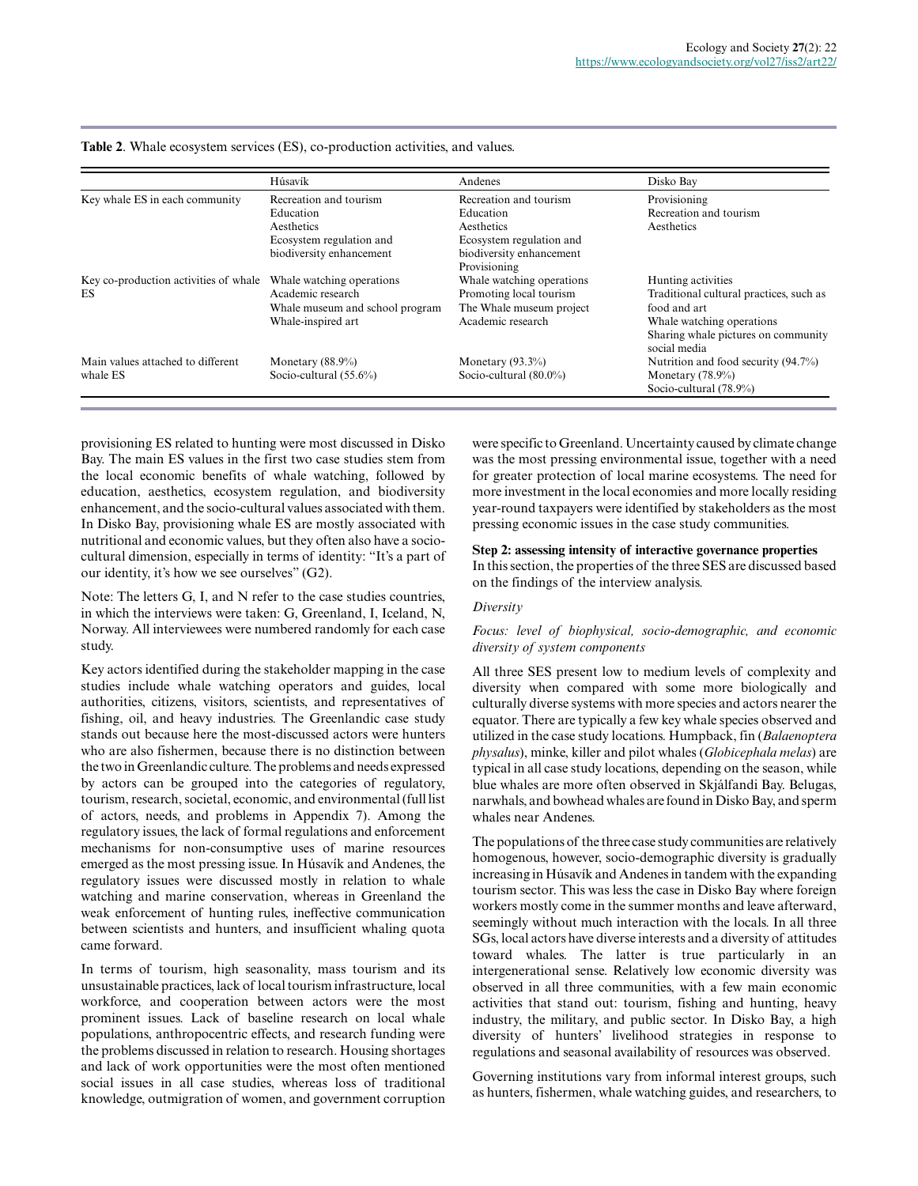**Table 2**. Whale ecosystem services (ES), co-production activities, and values.

| | Húsavík | Andenes | Disko Bay |
|---|---|---|---|
| Key whale ES in each community | Recreation and tourism<br>Education<br>Aesthetics<br>Ecosystem regulation and biodiversity enhancement | Recreation and tourism<br>Education<br>Aesthetics<br>Ecosystem regulation and biodiversity enhancement<br>Provisioning | Provisioning<br>Recreation and tourism<br>Aesthetics |
| Key co-production activities of whale ES | Whale watching operations<br>Academic research<br>Whale museum and school program<br>Whale-inspired art | Whale watching operations<br>Promoting local tourism<br>The Whale museum project<br>Academic research | Hunting activities<br>Traditional cultural practices, such as food and art<br>Whale watching operations<br>Sharing whale pictures on community social media |
| Main values attached to different whale ES | Monetary (88.9%)<br>Socio-cultural (55.6%) | Monetary (93.3%)<br>Socio-cultural (80.0%) | Nutrition and food security (94.7%)<br>Monetary (78.9%)<br>Socio-cultural (78.9%) |

provisioning ES related to hunting were most discussed in Disko Bay. The main ES values in the first two case studies stem from the local economic benefits of whale watching, followed by education, aesthetics, ecosystem regulation, and biodiversity enhancement, and the socio-cultural values associated with them. In Disko Bay, provisioning whale ES are mostly associated with nutritional and economic values, but they often also have a socio-cultural dimension, especially in terms of identity: "It's a part of our identity, it's how we see ourselves" (G2).

Note: The letters G, I, and N refer to the case studies countries, in which the interviews were taken: G, Greenland, I, Iceland, N, Norway. All interviewees were numbered randomly for each case study.

Key actors identified during the stakeholder mapping in the case studies include whale watching operators and guides, local authorities, citizens, visitors, scientists, and representatives of fishing, oil, and heavy industries. The Greenlandic case study stands out because here the most-discussed actors were hunters who are also fishermen, because there is no distinction between the two in Greenlandic culture. The problems and needs expressed by actors can be grouped into the categories of regulatory, tourism, research, societal, economic, and environmental (full list of actors, needs, and problems in Appendix 7). Among the regulatory issues, the lack of formal regulations and enforcement mechanisms for non-consumptive uses of marine resources emerged as the most pressing issue. In Húsavík and Andenes, the regulatory issues were discussed mostly in relation to whale watching and marine conservation, whereas in Greenland the weak enforcement of hunting rules, ineffective communication between scientists and hunters, and insufficient whaling quota came forward.

In terms of tourism, high seasonality, mass tourism and its unsustainable practices, lack of local tourism infrastructure, local workforce, and cooperation between actors were the most prominent issues. Lack of baseline research on local whale populations, anthropocentric effects, and research funding were the problems discussed in relation to research. Housing shortages and lack of work opportunities were the most often mentioned social issues in all case studies, whereas loss of traditional knowledge, outmigration of women, and government corruption were specific to Greenland. Uncertainty caused by climate change was the most pressing environmental issue, together with a need for greater protection of local marine ecosystems. The need for more investment in the local economies and more locally residing year-round taxpayers were identified by stakeholders as the most pressing economic issues in the case study communities.

**Step 2: assessing intensity of interactive governance properties**

In this section, the properties of the three SES are discussed based on the findings of the interview analysis.

*Diversity*

*Focus: level of biophysical, socio-demographic, and economic diversity of system components*

All three SES present low to medium levels of complexity and diversity when compared with some more biologically and culturally diverse systems with more species and actors nearer the equator. There are typically a few key whale species observed and utilized in the case study locations. Humpback, fin (*Balaenoptera physalus*), minke, killer and pilot whales (*Globicephala melas*) are typical in all case study locations, depending on the season, while blue whales are more often observed in Skjálfandi Bay. Belugas, narwhals, and bowhead whales are found in Disko Bay, and sperm whales near Andenes.

The populations of the three case study communities are relatively homogenous, however, socio-demographic diversity is gradually increasing in Húsavík and Andenes in tandem with the expanding tourism sector. This was less the case in Disko Bay where foreign workers mostly come in the summer months and leave afterward, seemingly without much interaction with the locals. In all three SGs, local actors have diverse interests and a diversity of attitudes toward whales. The latter is true particularly in an intergenerational sense. Relatively low economic diversity was observed in all three communities, with a few main economic activities that stand out: tourism, fishing and hunting, heavy industry, the military, and public sector. In Disko Bay, a high diversity of hunters' livelihood strategies in response to regulations and seasonal availability of resources was observed.

Governing institutions vary from informal interest groups, such as hunters, fishermen, whale watching guides, and researchers, to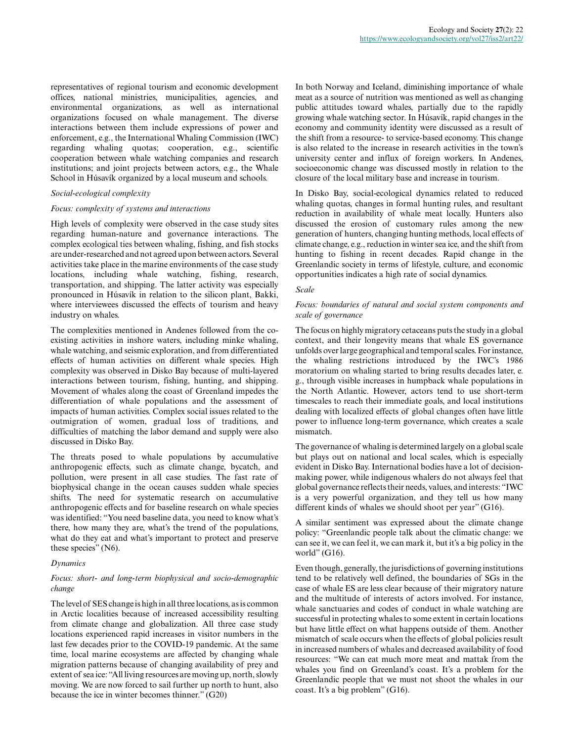representatives of regional tourism and economic development offices, national ministries, municipalities, agencies, and environmental organizations, as well as international organizations focused on whale management. The diverse interactions between them include expressions of power and enforcement, e.g., the International Whaling Commission (IWC) regarding whaling quotas; cooperation, e.g., scientific cooperation between whale watching companies and research institutions; and joint projects between actors, e.g., the Whale School in Húsavík organized by a local museum and schools.

*Social-ecological complexity*

*Focus: complexity of systems and interactions*

High levels of complexity were observed in the case study sites regarding human-nature and governance interactions. The complex ecological ties between whaling, fishing, and fish stocks are under-researched and not agreed upon between actors. Several activities take place in the marine environments of the case study locations, including whale watching, fishing, research, transportation, and shipping. The latter activity was especially pronounced in Húsavík in relation to the silicon plant, Bakki, where interviewees discussed the effects of tourism and heavy industry on whales.

The complexities mentioned in Andenes followed from the co-existing activities in inshore waters, including minke whaling, whale watching, and seismic exploration, and from differentiated effects of human activities on different whale species. High complexity was observed in Disko Bay because of multi-layered interactions between tourism, fishing, hunting, and shipping. Movement of whales along the coast of Greenland impedes the differentiation of whale populations and the assessment of impacts of human activities. Complex social issues related to the outmigration of women, gradual loss of traditions, and difficulties of matching the labor demand and supply were also discussed in Disko Bay.

The threats posed to whale populations by accumulative anthropogenic effects, such as climate change, bycatch, and pollution, were present in all case studies. The fast rate of biophysical change in the ocean causes sudden whale species shifts. The need for systematic research on accumulative anthropogenic effects and for baseline research on whale species was identified: "You need baseline data, you need to know what's there, how many they are, what's the trend of the populations, what do they eat and what's important to protect and preserve these species" (N6).

*Dynamics*

*Focus: short- and long-term biophysical and socio-demographic change*

The level of SES change is high in all three locations, as is common in Arctic localities because of increased accessibility resulting from climate change and globalization. All three case study locations experienced rapid increases in visitor numbers in the last few decades prior to the COVID-19 pandemic. At the same time, local marine ecosystems are affected by changing whale migration patterns because of changing availability of prey and extent of sea ice: "All living resources are moving up, north, slowly moving. We are now forced to sail further up north to hunt, also because the ice in winter becomes thinner." (G20)

In both Norway and Iceland, diminishing importance of whale meat as a source of nutrition was mentioned as well as changing public attitudes toward whales, partially due to the rapidly growing whale watching sector. In Húsavík, rapid changes in the economy and community identity were discussed as a result of the shift from a resource- to service-based economy. This change is also related to the increase in research activities in the town's university center and influx of foreign workers. In Andenes, socioeconomic change was discussed mostly in relation to the closure of the local military base and increase in tourism.

In Disko Bay, social-ecological dynamics related to reduced whaling quotas, changes in formal hunting rules, and resultant reduction in availability of whale meat locally. Hunters also discussed the erosion of customary rules among the new generation of hunters, changing hunting methods, local effects of climate change, e.g., reduction in winter sea ice, and the shift from hunting to fishing in recent decades. Rapid change in the Greenlandic society in terms of lifestyle, culture, and economic opportunities indicates a high rate of social dynamics.

*Scale*

*Focus: boundaries of natural and social system components and scale of governance*

The focus on highly migratory cetaceans puts the study in a global context, and their longevity means that whale ES governance unfolds over large geographical and temporal scales. For instance, the whaling restrictions introduced by the IWC's 1986 moratorium on whaling started to bring results decades later, e.g., through visible increases in humpback whale populations in the North Atlantic. However, actors tend to use short-term timescales to reach their immediate goals, and local institutions dealing with localized effects of global changes often have little power to influence long-term governance, which creates a scale mismatch.

The governance of whaling is determined largely on a global scale but plays out on national and local scales, which is especially evident in Disko Bay. International bodies have a lot of decision-making power, while indigenous whalers do not always feel that global governance reflects their needs, values, and interests: "IWC is a very powerful organization, and they tell us how many different kinds of whales we should shoot per year" (G16).

A similar sentiment was expressed about the climate change policy: "Greenlandic people talk about the climatic change: we can see it, we can feel it, we can mark it, but it's a big policy in the world" (G16).

Even though, generally, the jurisdictions of governing institutions tend to be relatively well defined, the boundaries of SGs in the case of whale ES are less clear because of their migratory nature and the multitude of interests of actors involved. For instance, whale sanctuaries and codes of conduct in whale watching are successful in protecting whales to some extent in certain locations but have little effect on what happens outside of them. Another mismatch of scale occurs when the effects of global policies result in increased numbers of whales and decreased availability of food resources: "We can eat much more meat and mattak from the whales you find on Greenland's coast. It's a problem for the Greenlandic people that we must not shoot the whales in our coast. It's a big problem" (G16).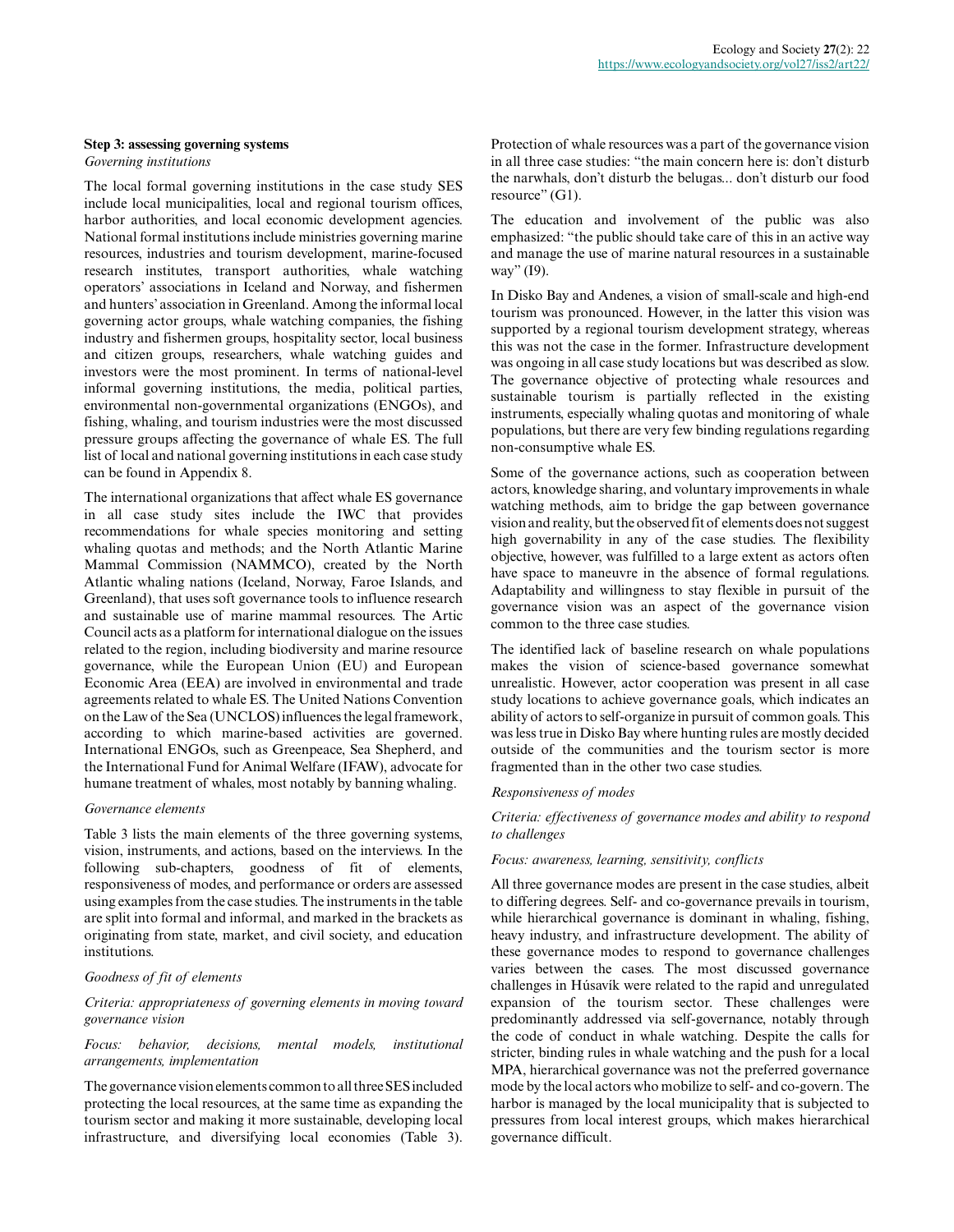### Step 3: assessing governing systems

*Governing institutions*

The local formal governing institutions in the case study SES include local municipalities, local and regional tourism offices, harbor authorities, and local economic development agencies. National formal institutions include ministries governing marine resources, industries and tourism development, marine-focused research institutes, transport authorities, whale watching operators' associations in Iceland and Norway, and fishermen and hunters' association in Greenland. Among the informal local governing actor groups, whale watching companies, the fishing industry and fishermen groups, hospitality sector, local business and citizen groups, researchers, whale watching guides and investors were the most prominent. In terms of national-level informal governing institutions, the media, political parties, environmental non-governmental organizations (ENGOs), and fishing, whaling, and tourism industries were the most discussed pressure groups affecting the governance of whale ES. The full list of local and national governing institutions in each case study can be found in Appendix 8.

The international organizations that affect whale ES governance in all case study sites include the IWC that provides recommendations for whale species monitoring and setting whaling quotas and methods; and the North Atlantic Marine Mammal Commission (NAMMCO), created by the North Atlantic whaling nations (Iceland, Norway, Faroe Islands, and Greenland), that uses soft governance tools to influence research and sustainable use of marine mammal resources. The Artic Council acts as a platform for international dialogue on the issues related to the region, including biodiversity and marine resource governance, while the European Union (EU) and European Economic Area (EEA) are involved in environmental and trade agreements related to whale ES. The United Nations Convention on the Law of the Sea (UNCLOS) influences the legal framework, according to which marine-based activities are governed. International ENGOs, such as Greenpeace, Sea Shepherd, and the International Fund for Animal Welfare (IFAW), advocate for humane treatment of whales, most notably by banning whaling.

*Governance elements*

Table 3 lists the main elements of the three governing systems, vision, instruments, and actions, based on the interviews. In the following sub-chapters, goodness of fit of elements, responsiveness of modes, and performance or orders are assessed using examples from the case studies. The instruments in the table are split into formal and informal, and marked in the brackets as originating from state, market, and civil society, and education institutions.

*Goodness of fit of elements*

*Criteria: appropriateness of governing elements in moving toward governance vision*

*Focus: behavior, decisions, mental models, institutional arrangements, implementation*

The governance vision elements common to all three SES included protecting the local resources, at the same time as expanding the tourism sector and making it more sustainable, developing local infrastructure, and diversifying local economies (Table 3). Protection of whale resources was a part of the governance vision in all three case studies: "the main concern here is: don't disturb the narwhals, don't disturb the belugas... don't disturb our food resource" (G1).

The education and involvement of the public was also emphasized: "the public should take care of this in an active way and manage the use of marine natural resources in a sustainable way" (I9).

In Disko Bay and Andenes, a vision of small-scale and high-end tourism was pronounced. However, in the latter this vision was supported by a regional tourism development strategy, whereas this was not the case in the former. Infrastructure development was ongoing in all case study locations but was described as slow. The governance objective of protecting whale resources and sustainable tourism is partially reflected in the existing instruments, especially whaling quotas and monitoring of whale populations, but there are very few binding regulations regarding non-consumptive whale ES.

Some of the governance actions, such as cooperation between actors, knowledge sharing, and voluntary improvements in whale watching methods, aim to bridge the gap between governance vision and reality, but the observed fit of elements does not suggest high governability in any of the case studies. The flexibility objective, however, was fulfilled to a large extent as actors often have space to maneuvre in the absence of formal regulations. Adaptability and willingness to stay flexible in pursuit of the governance vision was an aspect of the governance vision common to the three case studies.

The identified lack of baseline research on whale populations makes the vision of science-based governance somewhat unrealistic. However, actor cooperation was present in all case study locations to achieve governance goals, which indicates an ability of actors to self-organize in pursuit of common goals. This was less true in Disko Bay where hunting rules are mostly decided outside of the communities and the tourism sector is more fragmented than in the other two case studies.

*Responsiveness of modes*

*Criteria: effectiveness of governance modes and ability to respond to challenges*

*Focus: awareness, learning, sensitivity, conflicts*

All three governance modes are present in the case studies, albeit to differing degrees. Self- and co-governance prevails in tourism, while hierarchical governance is dominant in whaling, fishing, heavy industry, and infrastructure development. The ability of these governance modes to respond to governance challenges varies between the cases. The most discussed governance challenges in Húsavík were related to the rapid and unregulated expansion of the tourism sector. These challenges were predominantly addressed via self-governance, notably through the code of conduct in whale watching. Despite the calls for stricter, binding rules in whale watching and the push for a local MPA, hierarchical governance was not the preferred governance mode by the local actors who mobilize to self- and co-govern. The harbor is managed by the local municipality that is subjected to pressures from local interest groups, which makes hierarchical governance difficult.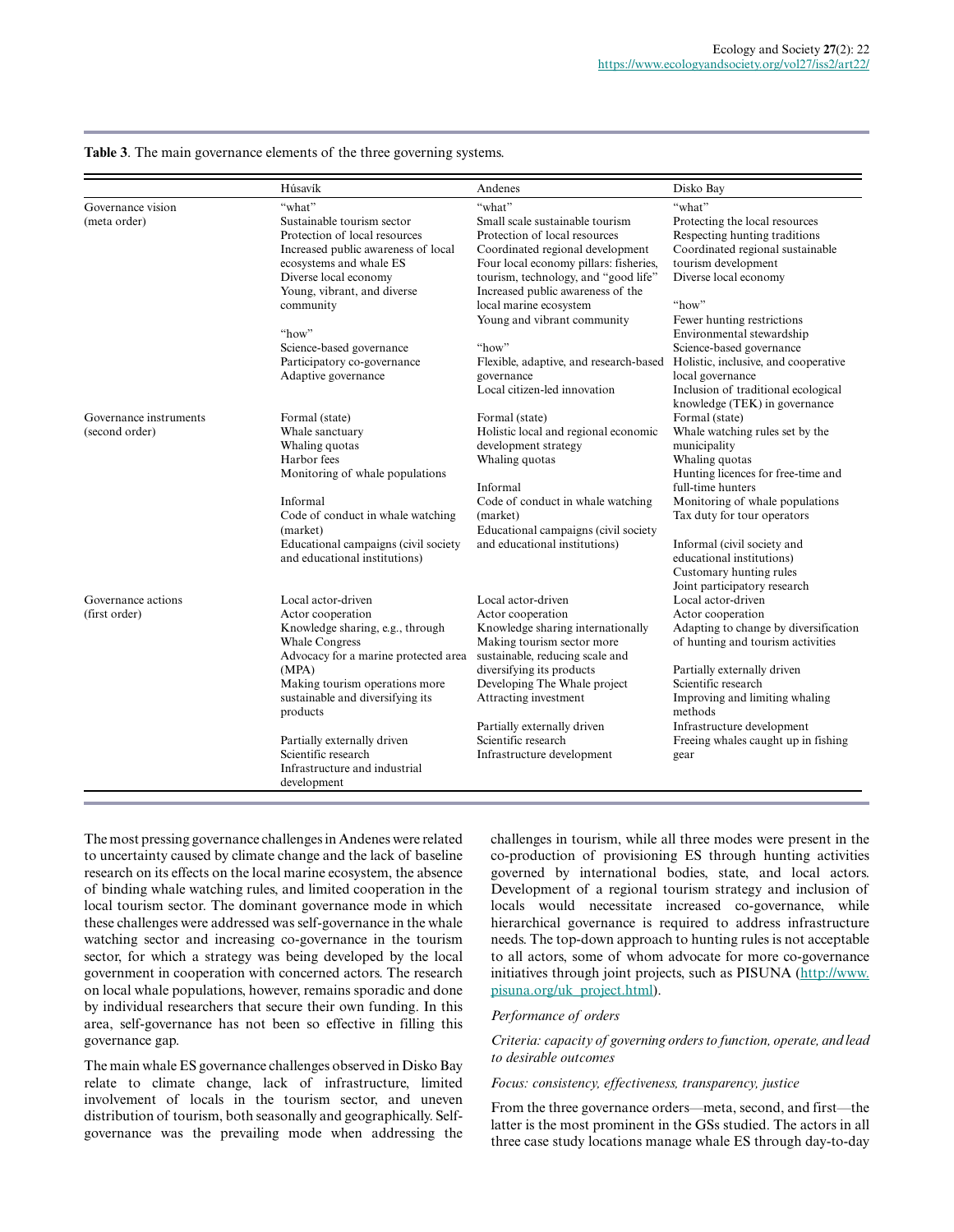**Table 3**. The main governance elements of the three governing systems.

| | Húsavík | Andenes | Disko Bay |
|---|---|---|---|
| Governance vision (meta order) | "what"<br>Sustainable tourism sector<br>Protection of local resources<br>Increased public awareness of local ecosystems and whale ES<br>Diverse local economy<br>Young, vibrant, and diverse community<br><br>"how"<br>Science-based governance<br>Participatory co-governance<br>Adaptive governance | "what"<br>Small scale sustainable tourism<br>Protection of local resources<br>Coordinated regional development<br>Four local economy pillars: fisheries, tourism, technology, and "good life"<br>Increased public awareness of the local marine ecosystem<br>Young and vibrant community<br><br>"how"<br>Flexible, adaptive, and research-based governance<br>Local citizen-led innovation | "what"<br>Protecting the local resources<br>Respecting hunting traditions<br>Coordinated regional sustainable tourism development<br>Diverse local economy<br><br>"how"<br>Fewer hunting restrictions<br>Environmental stewardship<br>Science-based governance<br>Holistic, inclusive, and cooperative local governance<br>Inclusion of traditional ecological knowledge (TEK) in governance |
| Governance instruments (second order) | Formal (state)<br>Whale sanctuary<br>Whaling quotas<br>Harbor fees<br>Monitoring of whale populations<br><br>Informal<br>Code of conduct in whale watching (market)<br>Educational campaigns (civil society and educational institutions) | Formal (state)<br>Holistic local and regional economic development strategy<br>Whaling quotas<br><br>Informal<br>Code of conduct in whale watching (market)<br>Educational campaigns (civil society and educational institutions) | Formal (state)<br>Whale watching rules set by the municipality<br>Whaling quotas<br>Hunting licences for free-time and full-time hunters<br>Monitoring of whale populations<br>Tax duty for tour operators<br><br>Informal (civil society and educational institutions)<br>Customary hunting rules<br>Joint participatory research |
| Governance actions (first order) | Local actor-driven<br>Actor cooperation<br>Knowledge sharing, e.g., through Whale Congress<br>Advocacy for a marine protected area (MPA)<br>Making tourism operations more sustainable and diversifying its products<br><br>Partially externally driven<br>Scientific research<br>Infrastructure and industrial development | Local actor-driven<br>Actor cooperation<br>Knowledge sharing internationally<br>Making tourism sector more sustainable, reducing scale and diversifying its products<br>Developing The Whale project<br>Attracting investment<br><br>Partially externally driven<br>Scientific research<br>Infrastructure development | Local actor-driven<br>Actor cooperation<br>Adapting to change by diversification of hunting and tourism activities<br><br>Partially externally driven<br>Scientific research<br>Improving and limiting whaling methods<br>Infrastructure development<br>Freeing whales caught up in fishing gear |

The most pressing governance challenges in Andenes were related to uncertainty caused by climate change and the lack of baseline research on its effects on the local marine ecosystem, the absence of binding whale watching rules, and limited cooperation in the local tourism sector. The dominant governance mode in which these challenges were addressed was self-governance in the whale watching sector and increasing co-governance in the tourism sector, for which a strategy was being developed by the local government in cooperation with concerned actors. The research on local whale populations, however, remains sporadic and done by individual researchers that secure their own funding. In this area, self-governance has not been so effective in filling this governance gap.

The main whale ES governance challenges observed in Disko Bay relate to climate change, lack of infrastructure, limited involvement of locals in the tourism sector, and uneven distribution of tourism, both seasonally and geographically. Self-governance was the prevailing mode when addressing the challenges in tourism, while all three modes were present in the co-production of provisioning ES through hunting activities governed by international bodies, state, and local actors. Development of a regional tourism strategy and inclusion of locals would necessitate increased co-governance, while hierarchical governance is required to address infrastructure needs. The top-down approach to hunting rules is not acceptable to all actors, some of whom advocate for more co-governance initiatives through joint projects, such as PISUNA (http://www.pisuna.org/uk_project.html).

*Performance of orders*

*Criteria: capacity of governing orders to function, operate, and lead to desirable outcomes*

*Focus: consistency, effectiveness, transparency, justice*

From the three governance orders—meta, second, and first—the latter is the most prominent in the GSs studied. The actors in all three case study locations manage whale ES through day-to-day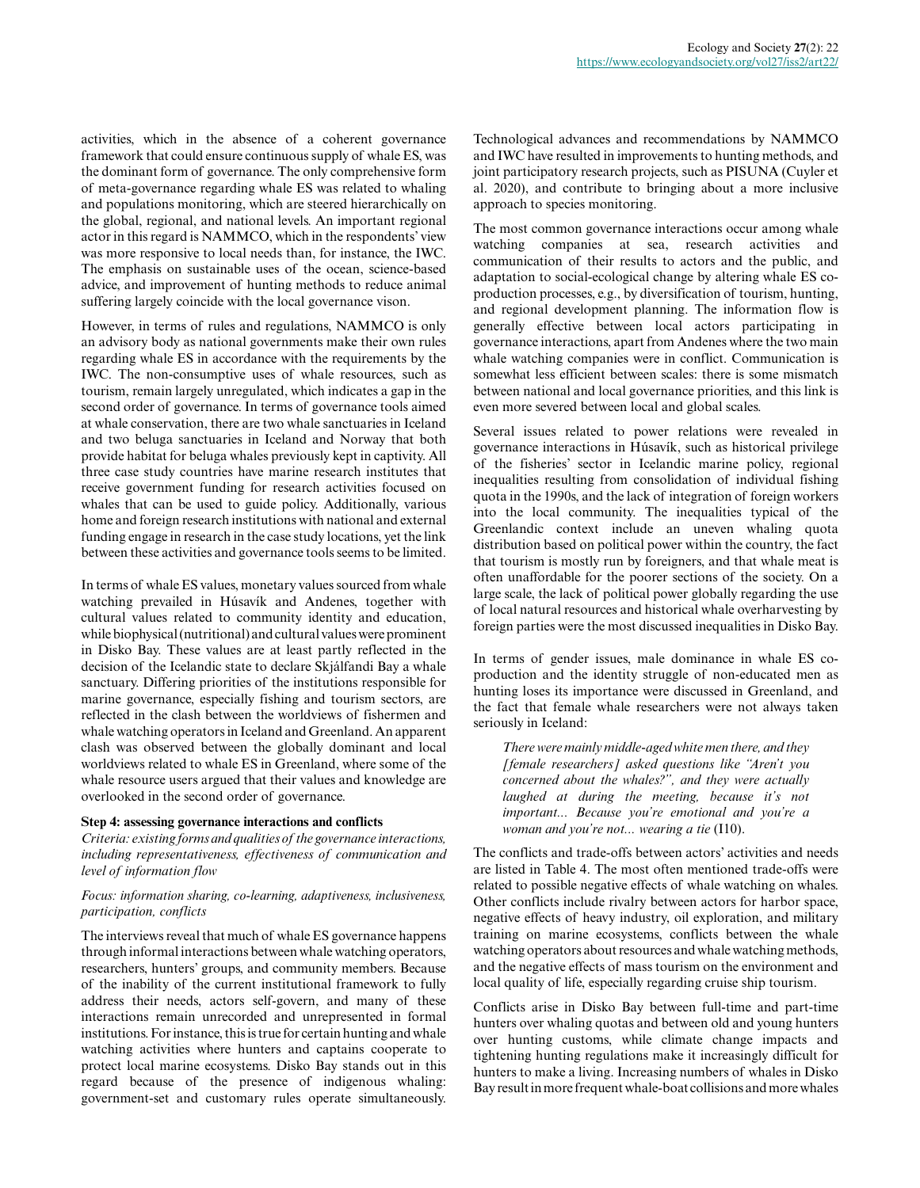activities, which in the absence of a coherent governance framework that could ensure continuous supply of whale ES, was the dominant form of governance. The only comprehensive form of meta-governance regarding whale ES was related to whaling and populations monitoring, which are steered hierarchically on the global, regional, and national levels. An important regional actor in this regard is NAMMCO, which in the respondents' view was more responsive to local needs than, for instance, the IWC. The emphasis on sustainable uses of the ocean, science-based advice, and improvement of hunting methods to reduce animal suffering largely coincide with the local governance vison.

However, in terms of rules and regulations, NAMMCO is only an advisory body as national governments make their own rules regarding whale ES in accordance with the requirements by the IWC. The non-consumptive uses of whale resources, such as tourism, remain largely unregulated, which indicates a gap in the second order of governance. In terms of governance tools aimed at whale conservation, there are two whale sanctuaries in Iceland and two beluga sanctuaries in Iceland and Norway that both provide habitat for beluga whales previously kept in captivity. All three case study countries have marine research institutes that receive government funding for research activities focused on whales that can be used to guide policy. Additionally, various home and foreign research institutions with national and external funding engage in research in the case study locations, yet the link between these activities and governance tools seems to be limited.

In terms of whale ES values, monetary values sourced from whale watching prevailed in Húsavík and Andenes, together with cultural values related to community identity and education, while biophysical (nutritional) and cultural values were prominent in Disko Bay. These values are at least partly reflected in the decision of the Icelandic state to declare Skjálfandi Bay a whale sanctuary. Differing priorities of the institutions responsible for marine governance, especially fishing and tourism sectors, are reflected in the clash between the worldviews of fishermen and whale watching operators in Iceland and Greenland. An apparent clash was observed between the globally dominant and local worldviews related to whale ES in Greenland, where some of the whale resource users argued that their values and knowledge are overlooked in the second order of governance.

### Step 4: assessing governance interactions and conflicts

*Criteria: existing forms and qualities of the governance interactions, including representativeness, effectiveness of communication and level of information flow*

*Focus: information sharing, co-learning, adaptiveness, inclusiveness, participation, conflicts*

The interviews reveal that much of whale ES governance happens through informal interactions between whale watching operators, researchers, hunters' groups, and community members. Because of the inability of the current institutional framework to fully address their needs, actors self-govern, and many of these interactions remain unrecorded and unrepresented in formal institutions. For instance, this is true for certain hunting and whale watching activities where hunters and captains cooperate to protect local marine ecosystems. Disko Bay stands out in this regard because of the presence of indigenous whaling: government-set and customary rules operate simultaneously. Technological advances and recommendations by NAMMCO and IWC have resulted in improvements to hunting methods, and joint participatory research projects, such as PISUNA (Cuyler et al. 2020), and contribute to bringing about a more inclusive approach to species monitoring.

The most common governance interactions occur among whale watching companies at sea, research activities and communication of their results to actors and the public, and adaptation to social-ecological change by altering whale ES co-production processes, e.g., by diversification of tourism, hunting, and regional development planning. The information flow is generally effective between local actors participating in governance interactions, apart from Andenes where the two main whale watching companies were in conflict. Communication is somewhat less efficient between scales: there is some mismatch between national and local governance priorities, and this link is even more severed between local and global scales.

Several issues related to power relations were revealed in governance interactions in Húsavík, such as historical privilege of the fisheries' sector in Icelandic marine policy, regional inequalities resulting from consolidation of individual fishing quota in the 1990s, and the lack of integration of foreign workers into the local community. The inequalities typical of the Greenlandic context include an uneven whaling quota distribution based on political power within the country, the fact that tourism is mostly run by foreigners, and that whale meat is often unaffordable for the poorer sections of the society. On a large scale, the lack of political power globally regarding the use of local natural resources and historical whale overharvesting by foreign parties were the most discussed inequalities in Disko Bay.

In terms of gender issues, male dominance in whale ES co-production and the identity struggle of non-educated men as hunting loses its importance were discussed in Greenland, and the fact that female whale researchers were not always taken seriously in Iceland:

> *There were mainly middle-aged white men there, and they [female researchers] asked questions like "Aren't you concerned about the whales?", and they were actually laughed at during the meeting, because it's not important... Because you're emotional and you're a woman and you're not... wearing a tie* (I10).

The conflicts and trade-offs between actors' activities and needs are listed in Table 4. The most often mentioned trade-offs were related to possible negative effects of whale watching on whales. Other conflicts include rivalry between actors for harbor space, negative effects of heavy industry, oil exploration, and military training on marine ecosystems, conflicts between the whale watching operators about resources and whale watching methods, and the negative effects of mass tourism on the environment and local quality of life, especially regarding cruise ship tourism.

Conflicts arise in Disko Bay between full-time and part-time hunters over whaling quotas and between old and young hunters over hunting customs, while climate change impacts and tightening hunting regulations make it increasingly difficult for hunters to make a living. Increasing numbers of whales in Disko Bay result in more frequent whale-boat collisions and more whales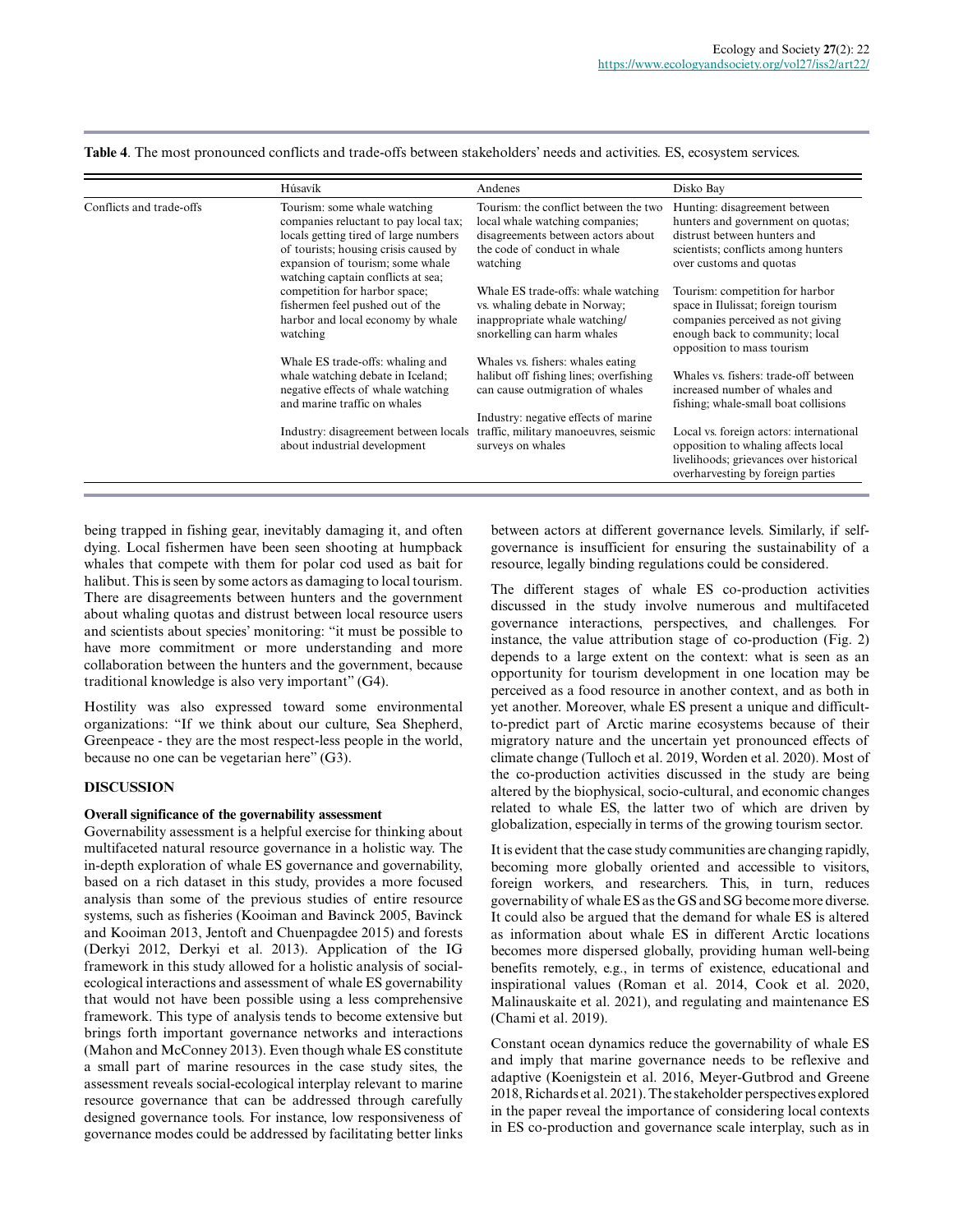**Table 4**. The most pronounced conflicts and trade-offs between stakeholders' needs and activities. ES, ecosystem services.

| | Húsavík | Andenes | Disko Bay |
|---|---|---|---|
| Conflicts and trade-offs | Tourism: some whale watching companies reluctant to pay local tax; locals getting tired of large numbers of tourists; housing crisis caused by expansion of tourism; some whale watching captain conflicts at sea; competition for harbor space; fishermen feel pushed out of the harbor and local economy by whale watching | Tourism: the conflict between the two local whale watching companies; disagreements between actors about the code of conduct in whale watching | Hunting: disagreement between hunters and government on quotas; distrust between hunters and scientists; conflicts among hunters over customs and quotas |
| | | Whale ES trade-offs: whale watching vs. whaling debate in Norway; inappropriate whale watching/ snorkelling can harm whales | Tourism: competition for harbor space in Ilulissat; foreign tourism companies perceived as not giving enough back to community; local opposition to mass tourism |
| | Whale ES trade-offs: whaling and whale watching debate in Iceland; negative effects of whale watching and marine traffic on whales | Whales vs. fishers: whales eating halibut off fishing lines; overfishing can cause outmigration of whales | Whales vs. fishers: trade-off between increased number of whales and fishing; whale-small boat collisions |
| | Industry: disagreement between locals about industrial development | Industry: negative effects of marine traffic, military manoeuvres, seismic surveys on whales | Local vs. foreign actors: international opposition to whaling affects local livelihoods; grievances over historical overharvesting by foreign parties |

being trapped in fishing gear, inevitably damaging it, and often dying. Local fishermen have been seen shooting at humpback whales that compete with them for polar cod used as bait for halibut. This is seen by some actors as damaging to local tourism. There are disagreements between hunters and the government about whaling quotas and distrust between local resource users and scientists about species' monitoring: "it must be possible to have more commitment or more understanding and more collaboration between the hunters and the government, because traditional knowledge is also very important" (G4).

Hostility was also expressed toward some environmental organizations: "If we think about our culture, Sea Shepherd, Greenpeace - they are the most respect-less people in the world, because no one can be vegetarian here" (G3).

## DISCUSSION

### Overall significance of the governability assessment

Governability assessment is a helpful exercise for thinking about multifaceted natural resource governance in a holistic way. The in-depth exploration of whale ES governance and governability, based on a rich dataset in this study, provides a more focused analysis than some of the previous studies of entire resource systems, such as fisheries (Kooiman and Bavinck 2005, Bavinck and Kooiman 2013, Jentoft and Chuenpagdee 2015) and forests (Derkyi 2012, Derkyi et al. 2013). Application of the IG framework in this study allowed for a holistic analysis of social-ecological interactions and assessment of whale ES governability that would not have been possible using a less comprehensive framework. This type of analysis tends to become extensive but brings forth important governance networks and interactions (Mahon and McConney 2013). Even though whale ES constitute a small part of marine resources in the case study sites, the assessment reveals social-ecological interplay relevant to marine resource governance that can be addressed through carefully designed governance tools. For instance, low responsiveness of governance modes could be addressed by facilitating better links between actors at different governance levels. Similarly, if self-governance is insufficient for ensuring the sustainability of a resource, legally binding regulations could be considered.

The different stages of whale ES co-production activities discussed in the study involve numerous and multifaceted governance interactions, perspectives, and challenges. For instance, the value attribution stage of co-production (Fig. 2) depends to a large extent on the context: what is seen as an opportunity for tourism development in one location may be perceived as a food resource in another context, and as both in yet another. Moreover, whale ES present a unique and difficult-to-predict part of Arctic marine ecosystems because of their migratory nature and the uncertain yet pronounced effects of climate change (Tulloch et al. 2019, Worden et al. 2020). Most of the co-production activities discussed in the study are being altered by the biophysical, socio-cultural, and economic changes related to whale ES, the latter two of which are driven by globalization, especially in terms of the growing tourism sector.

It is evident that the case study communities are changing rapidly, becoming more globally oriented and accessible to visitors, foreign workers, and researchers. This, in turn, reduces governability of whale ES as the GS and SG become more diverse. It could also be argued that the demand for whale ES is altered as information about whale ES in different Arctic locations becomes more dispersed globally, providing human well-being benefits remotely, e.g., in terms of existence, educational and inspirational values (Roman et al. 2014, Cook et al. 2020, Malinauskaite et al. 2021), and regulating and maintenance ES (Chami et al. 2019).

Constant ocean dynamics reduce the governability of whale ES and imply that marine governance needs to be reflexive and adaptive (Koenigstein et al. 2016, Meyer-Gutbrod and Greene 2018, Richards et al. 2021). The stakeholder perspectives explored in the paper reveal the importance of considering local contexts in ES co-production and governance scale interplay, such as in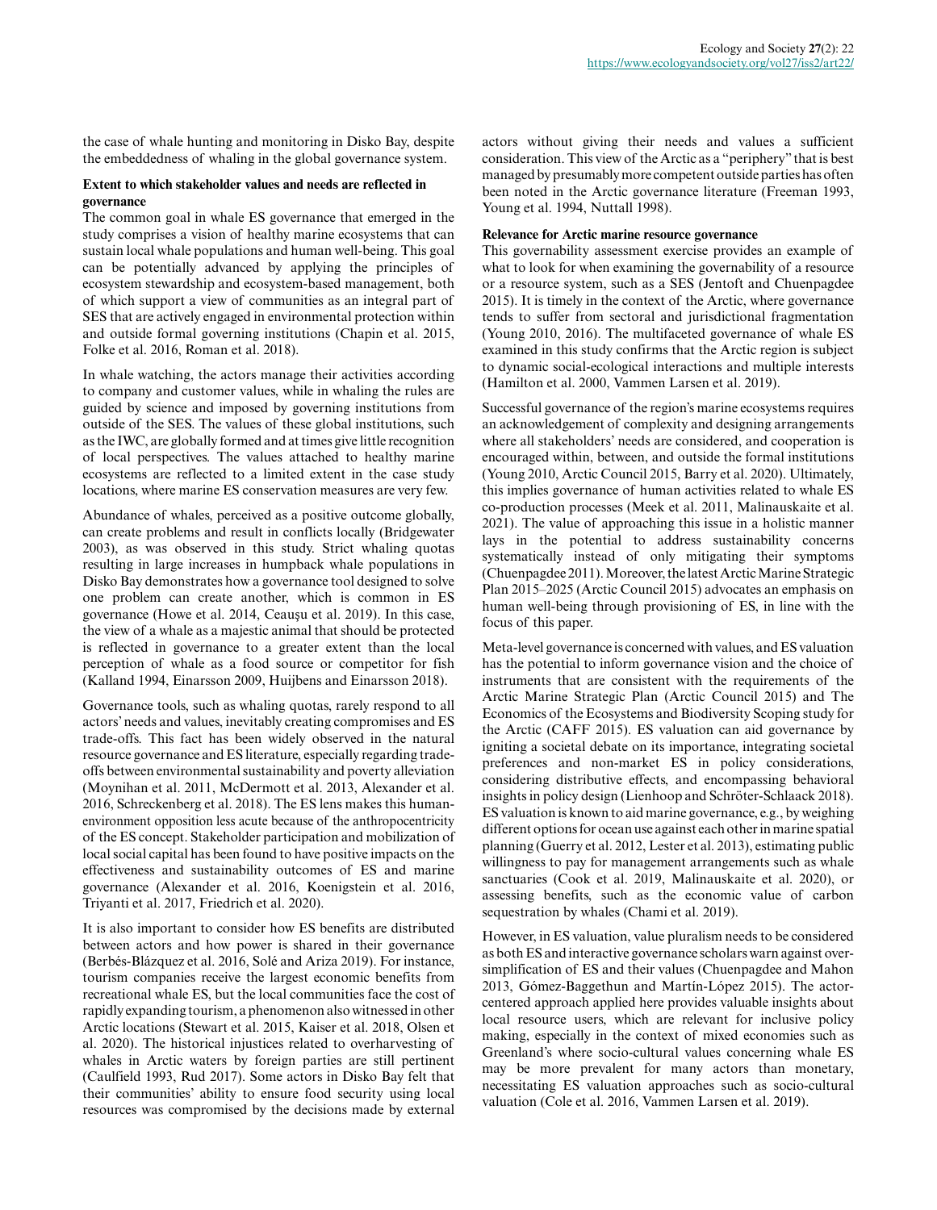the case of whale hunting and monitoring in Disko Bay, despite the embeddedness of whaling in the global governance system.

### Extent to which stakeholder values and needs are reflected in governance

The common goal in whale ES governance that emerged in the study comprises a vision of healthy marine ecosystems that can sustain local whale populations and human well-being. This goal can be potentially advanced by applying the principles of ecosystem stewardship and ecosystem-based management, both of which support a view of communities as an integral part of SES that are actively engaged in environmental protection within and outside formal governing institutions (Chapin et al. 2015, Folke et al. 2016, Roman et al. 2018).

In whale watching, the actors manage their activities according to company and customer values, while in whaling the rules are guided by science and imposed by governing institutions from outside of the SES. The values of these global institutions, such as the IWC, are globally formed and at times give little recognition of local perspectives. The values attached to healthy marine ecosystems are reflected to a limited extent in the case study locations, where marine ES conservation measures are very few.

Abundance of whales, perceived as a positive outcome globally, can create problems and result in conflicts locally (Bridgewater 2003), as was observed in this study. Strict whaling quotas resulting in large increases in humpback whale populations in Disko Bay demonstrates how a governance tool designed to solve one problem can create another, which is common in ES governance (Howe et al. 2014, Ceaușu et al. 2019). In this case, the view of a whale as a majestic animal that should be protected is reflected in governance to a greater extent than the local perception of whale as a food source or competitor for fish (Kalland 1994, Einarsson 2009, Huijbens and Einarsson 2018).

Governance tools, such as whaling quotas, rarely respond to all actors' needs and values, inevitably creating compromises and ES trade-offs. This fact has been widely observed in the natural resource governance and ES literature, especially regarding trade-offs between environmental sustainability and poverty alleviation (Moynihan et al. 2011, McDermott et al. 2013, Alexander et al. 2016, Schreckenberg et al. 2018). The ES lens makes this human-environment opposition less acute because of the anthropocentricity of the ES concept. Stakeholder participation and mobilization of local social capital has been found to have positive impacts on the effectiveness and sustainability outcomes of ES and marine governance (Alexander et al. 2016, Koenigstein et al. 2016, Triyanti et al. 2017, Friedrich et al. 2020).

It is also important to consider how ES benefits are distributed between actors and how power is shared in their governance (Berbés-Blázquez et al. 2016, Solé and Ariza 2019). For instance, tourism companies receive the largest economic benefits from recreational whale ES, but the local communities face the cost of rapidly expanding tourism, a phenomenon also witnessed in other Arctic locations (Stewart et al. 2015, Kaiser et al. 2018, Olsen et al. 2020). The historical injustices related to overharvesting of whales in Arctic waters by foreign parties are still pertinent (Caulfield 1993, Rud 2017). Some actors in Disko Bay felt that their communities' ability to ensure food security using local resources was compromised by the decisions made by external actors without giving their needs and values a sufficient consideration. This view of the Arctic as a "periphery" that is best managed by presumably more competent outside parties has often been noted in the Arctic governance literature (Freeman 1993, Young et al. 1994, Nuttall 1998).

### Relevance for Arctic marine resource governance

This governability assessment exercise provides an example of what to look for when examining the governability of a resource or a resource system, such as a SES (Jentoft and Chuenpagdee 2015). It is timely in the context of the Arctic, where governance tends to suffer from sectoral and jurisdictional fragmentation (Young 2010, 2016). The multifaceted governance of whale ES examined in this study confirms that the Arctic region is subject to dynamic social-ecological interactions and multiple interests (Hamilton et al. 2000, Vammen Larsen et al. 2019).

Successful governance of the region's marine ecosystems requires an acknowledgement of complexity and designing arrangements where all stakeholders' needs are considered, and cooperation is encouraged within, between, and outside the formal institutions (Young 2010, Arctic Council 2015, Barry et al. 2020). Ultimately, this implies governance of human activities related to whale ES co-production processes (Meek et al. 2011, Malinauskaite et al. 2021). The value of approaching this issue in a holistic manner lays in the potential to address sustainability concerns systematically instead of only mitigating their symptoms (Chuenpagdee 2011). Moreover, the latest Arctic Marine Strategic Plan 2015–2025 (Arctic Council 2015) advocates an emphasis on human well-being through provisioning of ES, in line with the focus of this paper.

Meta-level governance is concerned with values, and ES valuation has the potential to inform governance vision and the choice of instruments that are consistent with the requirements of the Arctic Marine Strategic Plan (Arctic Council 2015) and The Economics of the Ecosystems and Biodiversity Scoping study for the Arctic (CAFF 2015). ES valuation can aid governance by igniting a societal debate on its importance, integrating societal preferences and non-market ES in policy considerations, considering distributive effects, and encompassing behavioral insights in policy design (Lienhoop and Schröter-Schlaack 2018). ES valuation is known to aid marine governance, e.g., by weighing different options for ocean use against each other in marine spatial planning (Guerry et al. 2012, Lester et al. 2013), estimating public willingness to pay for management arrangements such as whale sanctuaries (Cook et al. 2019, Malinauskaite et al. 2020), or assessing benefits, such as the economic value of carbon sequestration by whales (Chami et al. 2019).

However, in ES valuation, value pluralism needs to be considered as both ES and interactive governance scholars warn against over-simplification of ES and their values (Chuenpagdee and Mahon 2013, Gómez-Baggethun and Martín-López 2015). The actor-centered approach applied here provides valuable insights about local resource users, which are relevant for inclusive policy making, especially in the context of mixed economies such as Greenland's where socio-cultural values concerning whale ES may be more prevalent for many actors than monetary, necessitating ES valuation approaches such as socio-cultural valuation (Cole et al. 2016, Vammen Larsen et al. 2019).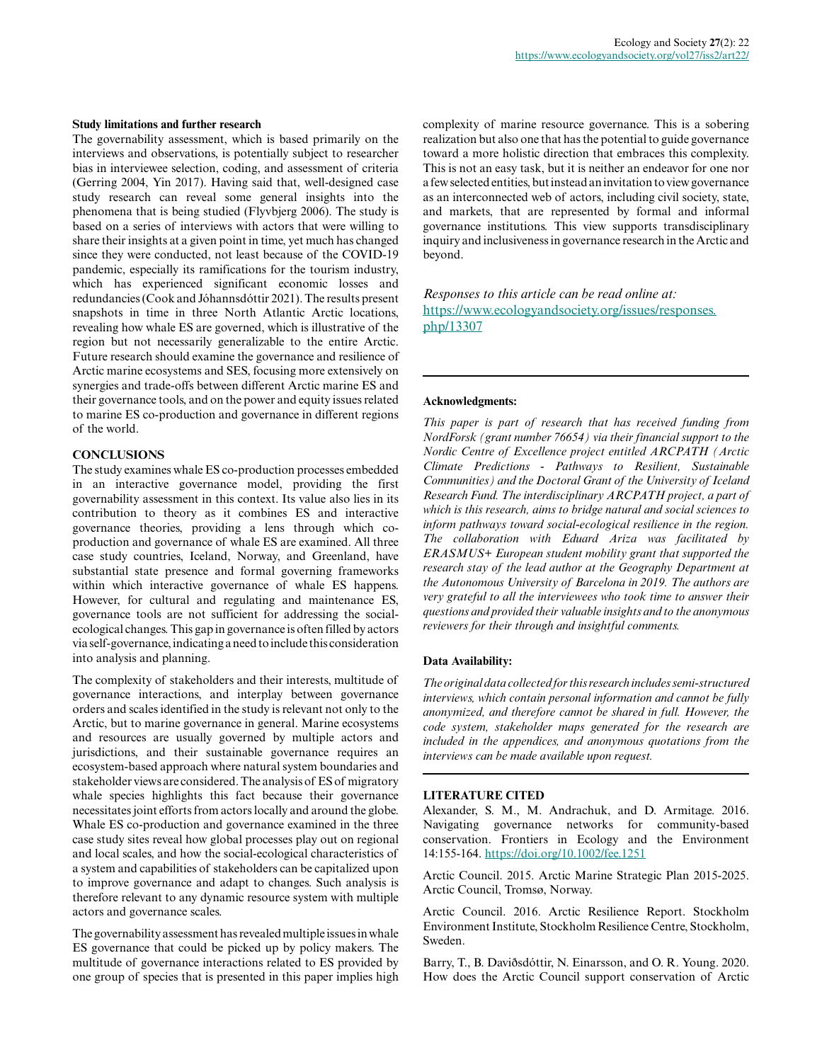### Study limitations and further research

The governability assessment, which is based primarily on the interviews and observations, is potentially subject to researcher bias in interviewee selection, coding, and assessment of criteria (Gerring 2004, Yin 2017). Having said that, well-designed case study research can reveal some general insights into the phenomena that is being studied (Flyvbjerg 2006). The study is based on a series of interviews with actors that were willing to share their insights at a given point in time, yet much has changed since they were conducted, not least because of the COVID-19 pandemic, especially its ramifications for the tourism industry, which has experienced significant economic losses and redundancies (Cook and Jóhannsdóttir 2021). The results present snapshots in time in three North Atlantic Arctic locations, revealing how whale ES are governed, which is illustrative of the region but not necessarily generalizable to the entire Arctic. Future research should examine the governance and resilience of Arctic marine ecosystems and SES, focusing more extensively on synergies and trade-offs between different Arctic marine ES and their governance tools, and on the power and equity issues related to marine ES co-production and governance in different regions of the world.

## CONCLUSIONS

The study examines whale ES co-production processes embedded in an interactive governance model, providing the first governability assessment in this context. Its value also lies in its contribution to theory as it combines ES and interactive governance theories, providing a lens through which co-production and governance of whale ES are examined. All three case study countries, Iceland, Norway, and Greenland, have substantial state presence and formal governing frameworks within which interactive governance of whale ES happens. However, for cultural and regulating and maintenance ES, governance tools are not sufficient for addressing the social-ecological changes. This gap in governance is often filled by actors via self-governance, indicating a need to include this consideration into analysis and planning.

The complexity of stakeholders and their interests, multitude of governance interactions, and interplay between governance orders and scales identified in the study is relevant not only to the Arctic, but to marine governance in general. Marine ecosystems and resources are usually governed by multiple actors and jurisdictions, and their sustainable governance requires an ecosystem-based approach where natural system boundaries and stakeholder views are considered. The analysis of ES of migratory whale species highlights this fact because their governance necessitates joint efforts from actors locally and around the globe. Whale ES co-production and governance examined in the three case study sites reveal how global processes play out on regional and local scales, and how the social-ecological characteristics of a system and capabilities of stakeholders can be capitalized upon to improve governance and adapt to changes. Such analysis is therefore relevant to any dynamic resource system with multiple actors and governance scales.

The governability assessment has revealed multiple issues in whale ES governance that could be picked up by policy makers. The multitude of governance interactions related to ES provided by one group of species that is presented in this paper implies high complexity of marine resource governance. This is a sobering realization but also one that has the potential to guide governance toward a more holistic direction that embraces this complexity. This is not an easy task, but it is neither an endeavor for one nor a few selected entities, but instead an invitation to view governance as an interconnected web of actors, including civil society, state, and markets, that are represented by formal and informal governance institutions. This view supports transdisciplinary inquiry and inclusiveness in governance research in the Arctic and beyond.

*Responses to this article can be read online at:* https://www.ecologyandsociety.org/issues/responses.php/13307

### Acknowledgments:

*This paper is part of research that has received funding from NordForsk (grant number 76654) via their financial support to the Nordic Centre of Excellence project entitled ARCPATH (Arctic Climate Predictions - Pathways to Resilient, Sustainable Communities) and the Doctoral Grant of the University of Iceland Research Fund. The interdisciplinary ARCPATH project, a part of which is this research, aims to bridge natural and social sciences to inform pathways toward social-ecological resilience in the region. The collaboration with Eduard Ariza was facilitated by ERASMUS+ European student mobility grant that supported the research stay of the lead author at the Geography Department at the Autonomous University of Barcelona in 2019. The authors are very grateful to all the interviewees who took time to answer their questions and provided their valuable insights and to the anonymous reviewers for their through and insightful comments.*

### Data Availability:

*The original data collected for this research includes semi-structured interviews, which contain personal information and cannot be fully anonymized, and therefore cannot be shared in full. However, the code system, stakeholder maps generated for the research are included in the appendices, and anonymous quotations from the interviews can be made available upon request.*

## LITERATURE CITED

Alexander, S. M., M. Andrachuk, and D. Armitage. 2016. Navigating governance networks for community-based conservation. Frontiers in Ecology and the Environment 14:155-164. https://doi.org/10.1002/fee.1251

Arctic Council. 2015. Arctic Marine Strategic Plan 2015-2025. Arctic Council, Tromsø, Norway.

Arctic Council. 2016. Arctic Resilience Report. Stockholm Environment Institute, Stockholm Resilience Centre, Stockholm, Sweden.

Barry, T., B. Daviðsdóttir, N. Einarsson, and O. R. Young. 2020. How does the Arctic Council support conservation of Arctic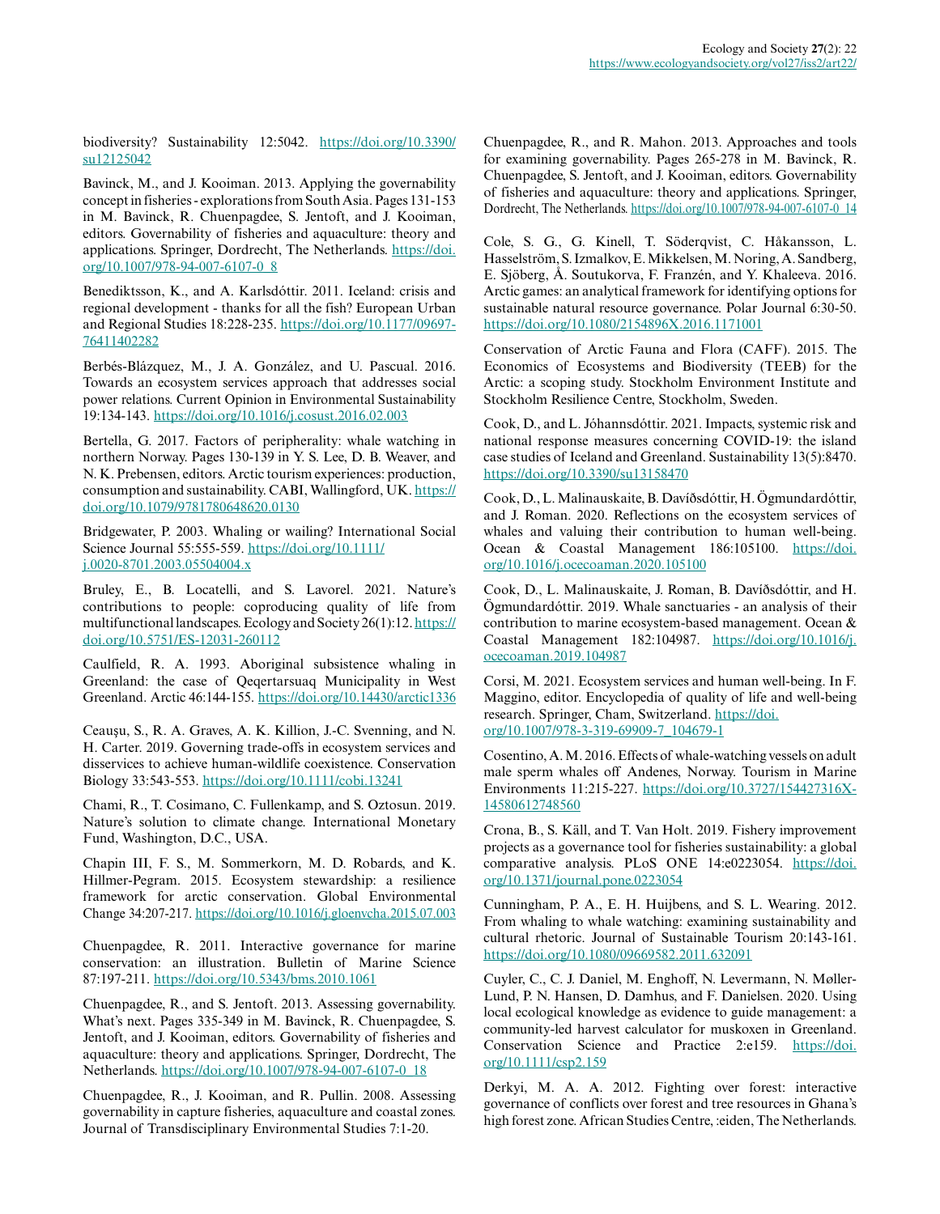biodiversity? Sustainability 12:5042. https://doi.org/10.3390/su12125042

Bavinck, M., and J. Kooiman. 2013. Applying the governability concept in fisheries - explorations from South Asia. Pages 131-153 in M. Bavinck, R. Chuenpagdee, S. Jentoft, and J. Kooiman, editors. Governability of fisheries and aquaculture: theory and applications. Springer, Dordrecht, The Netherlands. https://doi.org/10.1007/978-94-007-6107-0_8

Benediktsson, K., and A. Karlsdóttir. 2011. Iceland: crisis and regional development - thanks for all the fish? European Urban and Regional Studies 18:228-235. https://doi.org/10.1177/0969776411402282

Berbés-Blázquez, M., J. A. González, and U. Pascual. 2016. Towards an ecosystem services approach that addresses social power relations. Current Opinion in Environmental Sustainability 19:134-143. https://doi.org/10.1016/j.cosust.2016.02.003

Bertella, G. 2017. Factors of peripherality: whale watching in northern Norway. Pages 130-139 in Y. S. Lee, D. B. Weaver, and N. K. Prebensen, editors. Arctic tourism experiences: production, consumption and sustainability. CABI, Wallingford, UK. https://doi.org/10.1079/9781780648620.0130

Bridgewater, P. 2003. Whaling or wailing? International Social Science Journal 55:555-559. https://doi.org/10.1111/j.0020-8701.2003.05504004.x

Bruley, E., B. Locatelli, and S. Lavorel. 2021. Nature's contributions to people: coproducing quality of life from multifunctional landscapes. Ecology and Society 26(1):12. https://doi.org/10.5751/ES-12031-260112

Caulfield, R. A. 1993. Aboriginal subsistence whaling in Greenland: the case of Qeqertarsuaq Municipality in West Greenland. Arctic 46:144-155. https://doi.org/10.14430/arctic1336

Ceaușu, S., R. A. Graves, A. K. Killion, J.-C. Svenning, and N. H. Carter. 2019. Governing trade-offs in ecosystem services and disservices to achieve human-wildlife coexistence. Conservation Biology 33:543-553. https://doi.org/10.1111/cobi.13241

Chami, R., T. Cosimano, C. Fullenkamp, and S. Oztosun. 2019. Nature's solution to climate change. International Monetary Fund, Washington, D.C., USA.

Chapin III, F. S., M. Sommerkorn, M. D. Robards, and K. Hillmer-Pegram. 2015. Ecosystem stewardship: a resilience framework for arctic conservation. Global Environmental Change 34:207-217. https://doi.org/10.1016/j.gloenvcha.2015.07.003

Chuenpagdee, R. 2011. Interactive governance for marine conservation: an illustration. Bulletin of Marine Science 87:197-211. https://doi.org/10.5343/bms.2010.1061

Chuenpagdee, R., and S. Jentoft. 2013. Assessing governability. What's next. Pages 335-349 in M. Bavinck, R. Chuenpagdee, S. Jentoft, and J. Kooiman, editors. Governability of fisheries and aquaculture: theory and applications. Springer, Dordrecht, The Netherlands. https://doi.org/10.1007/978-94-007-6107-0_18

Chuenpagdee, R., J. Kooiman, and R. Pullin. 2008. Assessing governability in capture fisheries, aquaculture and coastal zones. Journal of Transdisciplinary Environmental Studies 7:1-20.

Chuenpagdee, R., and R. Mahon. 2013. Approaches and tools for examining governability. Pages 265-278 in M. Bavinck, R. Chuenpagdee, S. Jentoft, and J. Kooiman, editors. Governability of fisheries and aquaculture: theory and applications. Springer, Dordrecht, The Netherlands. https://doi.org/10.1007/978-94-007-6107-0_14

Cole, S. G., G. Kinell, T. Söderqvist, C. Håkansson, L. Hasselström, S. Izmalkov, E. Mikkelsen, M. Noring, A. Sandberg, E. Sjöberg, Å. Soutukorva, F. Franzén, and Y. Khaleeva. 2016. Arctic games: an analytical framework for identifying options for sustainable natural resource governance. Polar Journal 6:30-50. https://doi.org/10.1080/2154896X.2016.1171001

Conservation of Arctic Fauna and Flora (CAFF). 2015. The Economics of Ecosystems and Biodiversity (TEEB) for the Arctic: a scoping study. Stockholm Environment Institute and Stockholm Resilience Centre, Stockholm, Sweden.

Cook, D., and L. Jóhannsdóttir. 2021. Impacts, systemic risk and national response measures concerning COVID-19: the island case studies of Iceland and Greenland. Sustainability 13(5):8470. https://doi.org/10.3390/su13158470

Cook, D., L. Malinauskaite, B. Davíðsdóttir, H. Ögmundardóttir, and J. Roman. 2020. Reflections on the ecosystem services of whales and valuing their contribution to human well-being. Ocean & Coastal Management 186:105100. https://doi.org/10.1016/j.ocecoaman.2020.105100

Cook, D., L. Malinauskaite, J. Roman, B. Davíðsdóttir, and H. Ögmundardóttir. 2019. Whale sanctuaries - an analysis of their contribution to marine ecosystem-based management. Ocean & Coastal Management 182:104987. https://doi.org/10.1016/j.ocecoaman.2019.104987

Corsi, M. 2021. Ecosystem services and human well-being. In F. Maggino, editor. Encyclopedia of quality of life and well-being research. Springer, Cham, Switzerland. https://doi.org/10.1007/978-3-319-69909-7_104679-1

Cosentino, A. M. 2016. Effects of whale-watching vessels on adult male sperm whales off Andenes, Norway. Tourism in Marine Environments 11:215-227. https://doi.org/10.3727/154427316X14580612748560

Crona, B., S. Käll, and T. Van Holt. 2019. Fishery improvement projects as a governance tool for fisheries sustainability: a global comparative analysis. PLoS ONE 14:e0223054. https://doi.org/10.1371/journal.pone.0223054

Cunningham, P. A., E. H. Huijbens, and S. L. Wearing. 2012. From whaling to whale watching: examining sustainability and cultural rhetoric. Journal of Sustainable Tourism 20:143-161. https://doi.org/10.1080/09669582.2011.632091

Cuyler, C., C. J. Daniel, M. Enghoff, N. Levermann, N. Møller-Lund, P. N. Hansen, D. Damhus, and F. Danielsen. 2020. Using local ecological knowledge as evidence to guide management: a community-led harvest calculator for muskoxen in Greenland. Conservation Science and Practice 2:e159. https://doi.org/10.1111/csp2.159

Derkyi, M. A. A. 2012. Fighting over forest: interactive governance of conflicts over forest and tree resources in Ghana's high forest zone. African Studies Centre, :eiden, The Netherlands.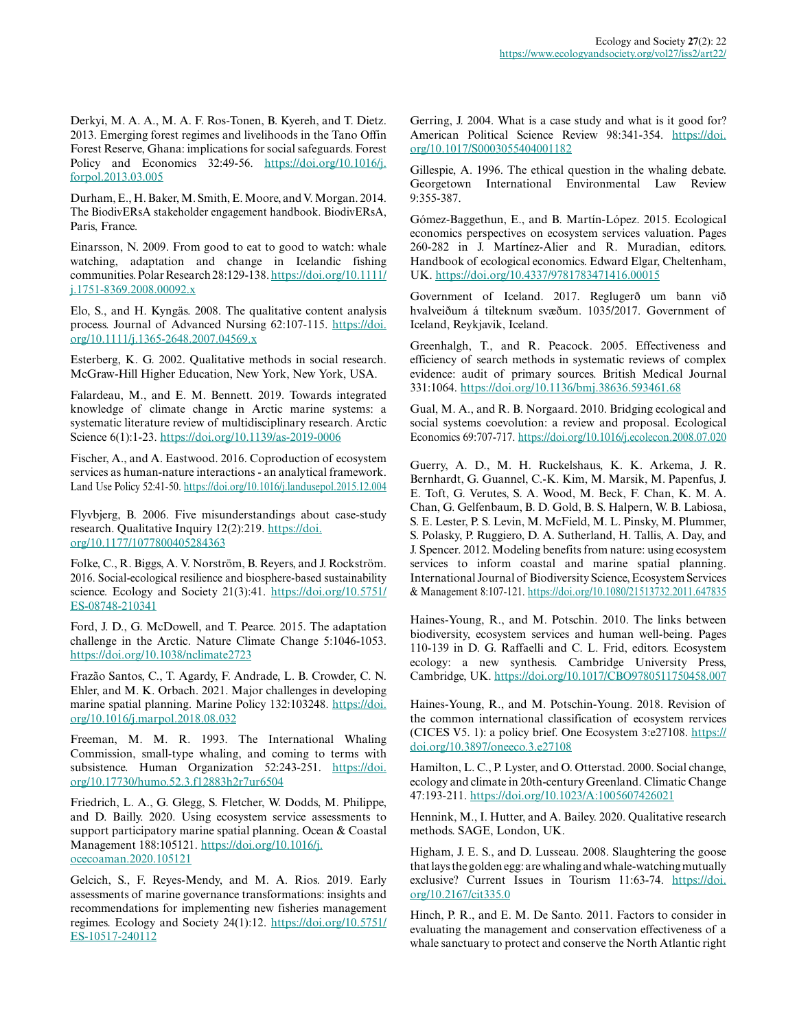Derkyi, M. A. A., M. A. F. Ros-Tonen, B. Kyereh, and T. Dietz. 2013. Emerging forest regimes and livelihoods in the Tano Offin Forest Reserve, Ghana: implications for social safeguards. Forest Policy and Economics 32:49-56. https://doi.org/10.1016/j.forpol.2013.03.005

Durham, E., H. Baker, M. Smith, E. Moore, and V. Morgan. 2014. The BiodivERsA stakeholder engagement handbook. BiodivERsA, Paris, France.

Einarsson, N. 2009. From good to eat to good to watch: whale watching, adaptation and change in Icelandic fishing communities. Polar Research 28:129-138. https://doi.org/10.1111/j.1751-8369.2008.00092.x

Elo, S., and H. Kyngäs. 2008. The qualitative content analysis process. Journal of Advanced Nursing 62:107-115. https://doi.org/10.1111/j.1365-2648.2007.04569.x

Esterberg, K. G. 2002. Qualitative methods in social research. McGraw-Hill Higher Education, New York, New York, USA.

Falardeau, M., and E. M. Bennett. 2019. Towards integrated knowledge of climate change in Arctic marine systems: a systematic literature review of multidisciplinary research. Arctic Science 6(1):1-23. https://doi.org/10.1139/as-2019-0006

Fischer, A., and A. Eastwood. 2016. Coproduction of ecosystem services as human-nature interactions - an analytical framework. Land Use Policy 52:41-50. https://doi.org/10.1016/j.landusepol.2015.12.004

Flyvbjerg, B. 2006. Five misunderstandings about case-study research. Qualitative Inquiry 12(2):219. https://doi.org/10.1177/1077800405284363

Folke, C., R. Biggs, A. V. Norström, B. Reyers, and J. Rockström. 2016. Social-ecological resilience and biosphere-based sustainability science. Ecology and Society 21(3):41. https://doi.org/10.5751/ES-08748-210341

Ford, J. D., G. McDowell, and T. Pearce. 2015. The adaptation challenge in the Arctic. Nature Climate Change 5:1046-1053. https://doi.org/10.1038/nclimate2723

Frazão Santos, C., T. Agardy, F. Andrade, L. B. Crowder, C. N. Ehler, and M. K. Orbach. 2021. Major challenges in developing marine spatial planning. Marine Policy 132:103248. https://doi.org/10.1016/j.marpol.2018.08.032

Freeman, M. M. R. 1993. The International Whaling Commission, small-type whaling, and coming to terms with subsistence. Human Organization 52:243-251. https://doi.org/10.17730/humo.52.3.f12883h2r7ur6504

Friedrich, L. A., G. Glegg, S. Fletcher, W. Dodds, M. Philippe, and D. Bailly. 2020. Using ecosystem service assessments to support participatory marine spatial planning. Ocean & Coastal Management 188:105121. https://doi.org/10.1016/j.ocecoaman.2020.105121

Gelcich, S., F. Reyes-Mendy, and M. A. Rios. 2019. Early assessments of marine governance transformations: insights and recommendations for implementing new fisheries management regimes. Ecology and Society 24(1):12. https://doi.org/10.5751/ES-10517-240112

Gerring, J. 2004. What is a case study and what is it good for? American Political Science Review 98:341-354. https://doi.org/10.1017/S0003055404001182

Gillespie, A. 1996. The ethical question in the whaling debate. Georgetown International Environmental Law Review 9:355-387.

Gómez-Baggethun, E., and B. Martín-López. 2015. Ecological economics perspectives on ecosystem services valuation. Pages 260-282 in J. Martínez-Alier and R. Muradian, editors. Handbook of ecological economics. Edward Elgar, Cheltenham, UK. https://doi.org/10.4337/9781783471416.00015

Government of Iceland. 2017. Reglugerð um bann við hvalveiðum á tilteknum svæðum. 1035/2017. Government of Iceland, Reykjavik, Iceland.

Greenhalgh, T., and R. Peacock. 2005. Effectiveness and efficiency of search methods in systematic reviews of complex evidence: audit of primary sources. British Medical Journal 331:1064. https://doi.org/10.1136/bmj.38636.593461.68

Gual, M. A., and R. B. Norgaard. 2010. Bridging ecological and social systems coevolution: a review and proposal. Ecological Economics 69:707-717. https://doi.org/10.1016/j.ecolecon.2008.07.020

Guerry, A. D., M. H. Ruckelshaus, K. K. Arkema, J. R. Bernhardt, G. Guannel, C.-K. Kim, M. Marsik, M. Papenfus, J. E. Toft, G. Verutes, S. A. Wood, M. Beck, F. Chan, K. M. A. Chan, G. Gelfenbaum, B. D. Gold, B. S. Halpern, W. B. Labiosa, S. E. Lester, P. S. Levin, M. McField, M. L. Pinsky, M. Plummer, S. Polasky, P. Ruggiero, D. A. Sutherland, H. Tallis, A. Day, and J. Spencer. 2012. Modeling benefits from nature: using ecosystem services to inform coastal and marine spatial planning. International Journal of Biodiversity Science, Ecosystem Services & Management 8:107-121. https://doi.org/10.1080/21513732.2011.647835

Haines-Young, R., and M. Potschin. 2010. The links between biodiversity, ecosystem services and human well-being. Pages 110-139 in D. G. Raffaelli and C. L. Frid, editors. Ecosystem ecology: a new synthesis. Cambridge University Press, Cambridge, UK. https://doi.org/10.1017/CBO9780511750458.007

Haines-Young, R., and M. Potschin-Young. 2018. Revision of the common international classification of ecosystem services (CICES V5. 1): a policy brief. One Ecosystem 3:e27108. https://doi.org/10.3897/oneeco.3.e27108

Hamilton, L. C., P. Lyster, and O. Otterstad. 2000. Social change, ecology and climate in 20th-century Greenland. Climatic Change 47:193-211. https://doi.org/10.1023/A:1005607426021

Hennink, M., I. Hutter, and A. Bailey. 2020. Qualitative research methods. SAGE, London, UK.

Higham, J. E. S., and D. Lusseau. 2008. Slaughtering the goose that lays the golden egg: are whaling and whale-watching mutually exclusive? Current Issues in Tourism 11:63-74. https://doi.org/10.2167/cit335.0

Hinch, P. R., and E. M. De Santo. 2011. Factors to consider in evaluating the management and conservation effectiveness of a whale sanctuary to protect and conserve the North Atlantic right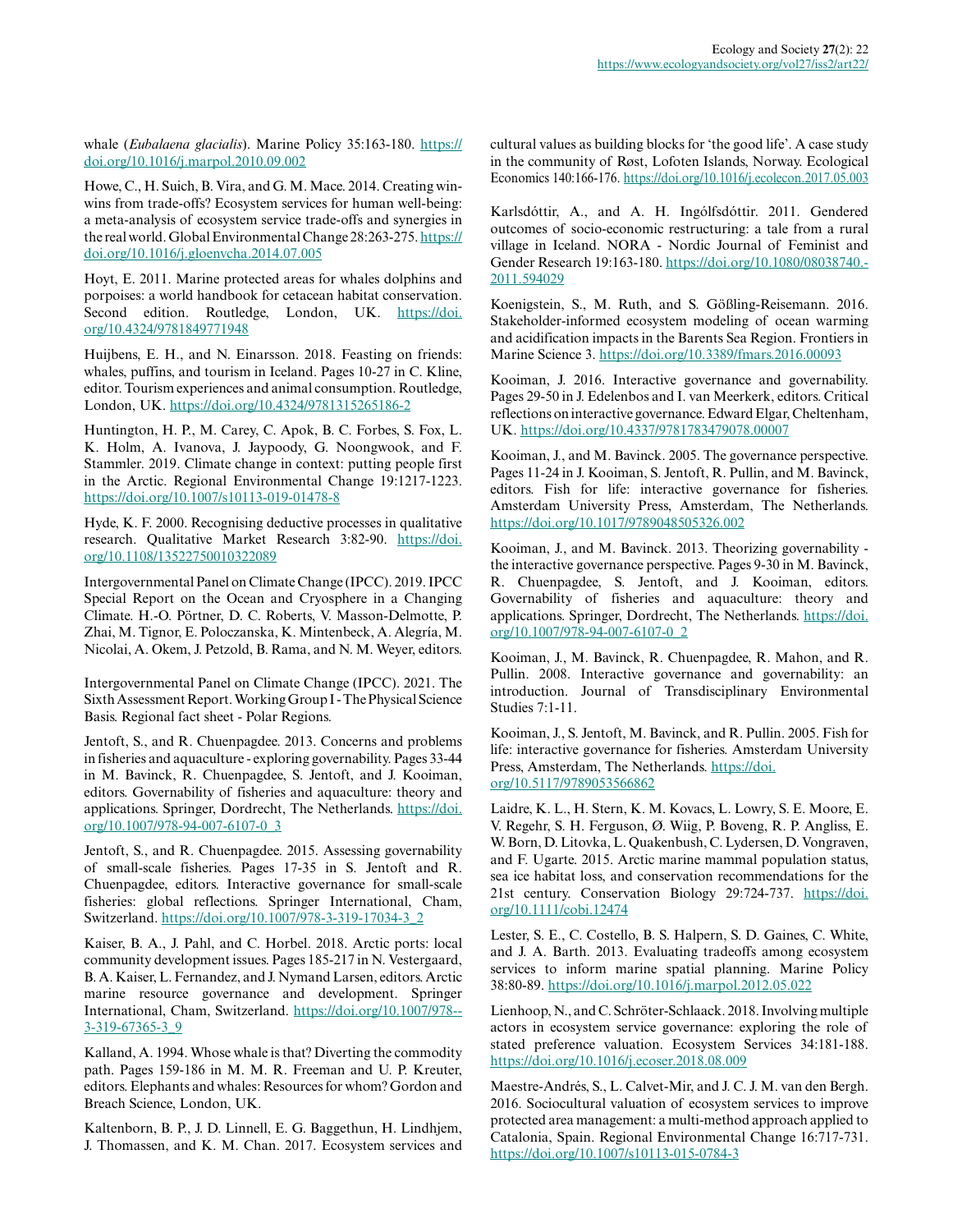whale (*Eubalaena glacialis*). Marine Policy 35:163-180. https://doi.org/10.1016/j.marpol.2010.09.002

Howe, C., H. Suich, B. Vira, and G. M. Mace. 2014. Creating win-wins from trade-offs? Ecosystem services for human well-being: a meta-analysis of ecosystem service trade-offs and synergies in the real world. Global Environmental Change 28:263-275. https://doi.org/10.1016/j.gloenvcha.2014.07.005

Hoyt, E. 2011. Marine protected areas for whales dolphins and porpoises: a world handbook for cetacean habitat conservation. Second edition. Routledge, London, UK. https://doi.org/10.4324/9781849771948

Huijbens, E. H., and N. Einarsson. 2018. Feasting on friends: whales, puffins, and tourism in Iceland. Pages 10-27 in C. Kline, editor. Tourism experiences and animal consumption. Routledge, London, UK. https://doi.org/10.4324/9781315265186-2

Huntington, H. P., M. Carey, C. Apok, B. C. Forbes, S. Fox, L. K. Holm, A. Ivanova, J. Jaypoody, G. Noongwook, and F. Stammler. 2019. Climate change in context: putting people first in the Arctic. Regional Environmental Change 19:1217-1223. https://doi.org/10.1007/s10113-019-01478-8

Hyde, K. F. 2000. Recognising deductive processes in qualitative research. Qualitative Market Research 3:82-90. https://doi.org/10.1108/13522750010322089

Intergovernmental Panel on Climate Change (IPCC). 2019. IPCC Special Report on the Ocean and Cryosphere in a Changing Climate. H.-O. Pörtner, D. C. Roberts, V. Masson-Delmotte, P. Zhai, M. Tignor, E. Poloczanska, K. Mintenbeck, A. Alegría, M. Nicolai, A. Okem, J. Petzold, B. Rama, and N. M. Weyer, editors.

Intergovernmental Panel on Climate Change (IPCC). 2021. The Sixth Assessment Report. Working Group I - The Physical Science Basis. Regional fact sheet - Polar Regions.

Jentoft, S., and R. Chuenpagdee. 2013. Concerns and problems in fisheries and aquaculture - exploring governability. Pages 33-44 in M. Bavinck, R. Chuenpagdee, S. Jentoft, and J. Kooiman, editors. Governability of fisheries and aquaculture: theory and applications. Springer, Dordrecht, The Netherlands. https://doi.org/10.1007/978-94-007-6107-0_3

Jentoft, S., and R. Chuenpagdee. 2015. Assessing governability of small-scale fisheries. Pages 17-35 in S. Jentoft and R. Chuenpagdee, editors. Interactive governance for small-scale fisheries: global reflections. Springer International, Cham, Switzerland. https://doi.org/10.1007/978-3-319-17034-3_2

Kaiser, B. A., J. Pahl, and C. Horbel. 2018. Arctic ports: local community development issues. Pages 185-217 in N. Vestergaard, B. A. Kaiser, L. Fernandez, and J. Nymand Larsen, editors. Arctic marine resource governance and development. Springer International, Cham, Switzerland. https://doi.org/10.1007/978-3-319-67365-3_9

Kalland, A. 1994. Whose whale is that? Diverting the commodity path. Pages 159-186 in M. M. R. Freeman and U. P. Kreuter, editors. Elephants and whales: Resources for whom? Gordon and Breach Science, London, UK.

Kaltenborn, B. P., J. D. Linnell, E. G. Baggethun, H. Lindhjem, J. Thomassen, and K. M. Chan. 2017. Ecosystem services and cultural values as building blocks for 'the good life'. A case study in the community of Røst, Lofoten Islands, Norway. Ecological Economics 140:166-176. https://doi.org/10.1016/j.ecolecon.2017.05.003

Karlsdóttir, A., and A. H. Ingólfsdóttir. 2011. Gendered outcomes of socio-economic restructuring: a tale from a rural village in Iceland. NORA - Nordic Journal of Feminist and Gender Research 19:163-180. https://doi.org/10.1080/08038740.2011.594029

Koenigstein, S., M. Ruth, and S. Gößling-Reisemann. 2016. Stakeholder-informed ecosystem modeling of ocean warming and acidification impacts in the Barents Sea Region. Frontiers in Marine Science 3. https://doi.org/10.3389/fmars.2016.00093

Kooiman, J. 2016. Interactive governance and governability. Pages 29-50 in J. Edelenbos and I. van Meerkerk, editors. Critical reflections on interactive governance. Edward Elgar, Cheltenham, UK. https://doi.org/10.4337/9781783479078.00007

Kooiman, J., and M. Bavinck. 2005. The governance perspective. Pages 11-24 in J. Kooiman, S. Jentoft, R. Pullin, and M. Bavinck, editors. Fish for life: interactive governance for fisheries. Amsterdam University Press, Amsterdam, The Netherlands. https://doi.org/10.1017/9789048505326.002

Kooiman, J., and M. Bavinck. 2013. Theorizing governability - the interactive governance perspective. Pages 9-30 in M. Bavinck, R. Chuenpagdee, S. Jentoft, and J. Kooiman, editors. Governability of fisheries and aquaculture: theory and applications. Springer, Dordrecht, The Netherlands. https://doi.org/10.1007/978-94-007-6107-0_2

Kooiman, J., M. Bavinck, R. Chuenpagdee, R. Mahon, and R. Pullin. 2008. Interactive governance and governability: an introduction. Journal of Transdisciplinary Environmental Studies 7:1-11.

Kooiman, J., S. Jentoft, M. Bavinck, and R. Pullin. 2005. Fish for life: interactive governance for fisheries. Amsterdam University Press, Amsterdam, The Netherlands. https://doi.org/10.5117/9789053566862

Laidre, K. L., H. Stern, K. M. Kovacs, L. Lowry, S. E. Moore, E. V. Regehr, S. H. Ferguson, Ø. Wiig, P. Boveng, R. P. Angliss, E. W. Born, D. Litovka, L. Quakenbush, C. Lydersen, D. Vongraven, and F. Ugarte. 2015. Arctic marine mammal population status, sea ice habitat loss, and conservation recommendations for the 21st century. Conservation Biology 29:724-737. https://doi.org/10.1111/cobi.12474

Lester, S. E., C. Costello, B. S. Halpern, S. D. Gaines, C. White, and J. A. Barth. 2013. Evaluating tradeoffs among ecosystem services to inform marine spatial planning. Marine Policy 38:80-89. https://doi.org/10.1016/j.marpol.2012.05.022

Lienhoop, N., and C. Schröter-Schlaack. 2018. Involving multiple actors in ecosystem service governance: exploring the role of stated preference valuation. Ecosystem Services 34:181-188. https://doi.org/10.1016/j.ecoser.2018.08.009

Maestre-Andrés, S., L. Calvet-Mir, and J. C. J. M. van den Bergh. 2016. Sociocultural valuation of ecosystem services to improve protected area management: a multi-method approach applied to Catalonia, Spain. Regional Environmental Change 16:717-731. https://doi.org/10.1007/s10113-015-0784-3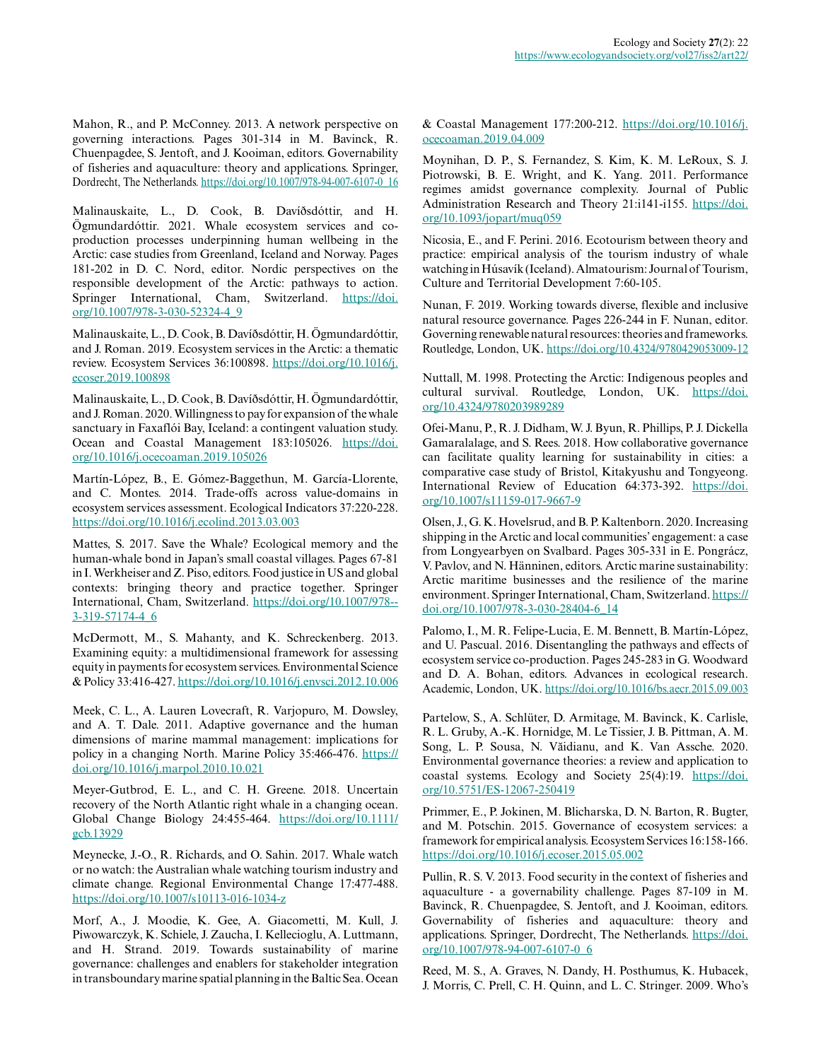Mahon, R., and P. McConney. 2013. A network perspective on governing interactions. Pages 301-314 in M. Bavinck, R. Chuenpagdee, S. Jentoft, and J. Kooiman, editors. Governability of fisheries and aquaculture: theory and applications. Springer, Dordrecht, The Netherlands. https://doi.org/10.1007/978-94-007-6107-0_16

Malinauskaite, L., D. Cook, B. Davíðsdóttir, and H. Ögmundardóttir. 2021. Whale ecosystem services and co-production processes underpinning human wellbeing in the Arctic: case studies from Greenland, Iceland and Norway. Pages 181-202 in D. C. Nord, editor. Nordic perspectives on the responsible development of the Arctic: pathways to action. Springer International, Cham, Switzerland. https://doi.org/10.1007/978-3-030-52324-4_9

Malinauskaite, L., D. Cook, B. Davíðsdóttir, H. Ögmundardóttir, and J. Roman. 2019. Ecosystem services in the Arctic: a thematic review. Ecosystem Services 36:100898. https://doi.org/10.1016/j.ecoser.2019.100898

Malinauskaite, L., D. Cook, B. Davíðsdóttir, H. Ögmundardóttir, and J. Roman. 2020. Willingness to pay for expansion of the whale sanctuary in Faxaflói Bay, Iceland: a contingent valuation study. Ocean and Coastal Management 183:105026. https://doi.org/10.1016/j.ocecoaman.2019.105026

Martín-López, B., E. Gómez-Baggethun, M. García-Llorente, and C. Montes. 2014. Trade-offs across value-domains in ecosystem services assessment. Ecological Indicators 37:220-228. https://doi.org/10.1016/j.ecolind.2013.03.003

Mattes, S. 2017. Save the Whale? Ecological memory and the human-whale bond in Japan's small coastal villages. Pages 67-81 in I. Werkheiser and Z. Piso, editors. Food justice in US and global contexts: bringing theory and practice together. Springer International, Cham, Switzerland. https://doi.org/10.1007/978--3-319-57174-4_6

McDermott, M., S. Mahanty, and K. Schreckenberg. 2013. Examining equity: a multidimensional framework for assessing equity in payments for ecosystem services. Environmental Science & Policy 33:416-427. https://doi.org/10.1016/j.envsci.2012.10.006

Meek, C. L., A. Lauren Lovecraft, R. Varjopuro, M. Dowsley, and A. T. Dale. 2011. Adaptive governance and the human dimensions of marine mammal management: implications for policy in a changing North. Marine Policy 35:466-476. https://doi.org/10.1016/j.marpol.2010.10.021

Meyer-Gutbrod, E. L., and C. H. Greene. 2018. Uncertain recovery of the North Atlantic right whale in a changing ocean. Global Change Biology 24:455-464. https://doi.org/10.1111/gcb.13929

Meynecke, J.-O., R. Richards, and O. Sahin. 2017. Whale watch or no watch: the Australian whale watching tourism industry and climate change. Regional Environmental Change 17:477-488. https://doi.org/10.1007/s10113-016-1034-z

Morf, A., J. Moodie, K. Gee, A. Giacometti, M. Kull, J. Piwowarczyk, K. Schiele, J. Zaucha, I. Kellecioglu, A. Luttmann, and H. Strand. 2019. Towards sustainability of marine governance: challenges and enablers for stakeholder integration in transboundary marine spatial planning in the Baltic Sea. Ocean & Coastal Management 177:200-212. https://doi.org/10.1016/j.ocecoaman.2019.04.009

Moynihan, D. P., S. Fernandez, S. Kim, K. M. LeRoux, S. J. Piotrowski, B. E. Wright, and K. Yang. 2011. Performance regimes amidst governance complexity. Journal of Public Administration Research and Theory 21:i141-i155. https://doi.org/10.1093/jopart/muq059

Nicosia, E., and F. Perini. 2016. Ecotourism between theory and practice: empirical analysis of the tourism industry of whale watching in Húsavík (Iceland). Almatourism: Journal of Tourism, Culture and Territorial Development 7:60-105.

Nunan, F. 2019. Working towards diverse, flexible and inclusive natural resource governance. Pages 226-244 in F. Nunan, editor. Governing renewable natural resources: theories and frameworks. Routledge, London, UK. https://doi.org/10.4324/9780429053009-12

Nuttall, M. 1998. Protecting the Arctic: Indigenous peoples and cultural survival. Routledge, London, UK. https://doi.org/10.4324/9780203989289

Ofei-Manu, P., R. J. Didham, W. J. Byun, R. Phillips, P. J. Dickella Gamaralalage, and S. Rees. 2018. How collaborative governance can facilitate quality learning for sustainability in cities: a comparative case study of Bristol, Kitakyushu and Tongyeong. International Review of Education 64:373-392. https://doi.org/10.1007/s11159-017-9667-9

Olsen, J., G. K. Hovelsrud, and B. P. Kaltenborn. 2020. Increasing shipping in the Arctic and local communities' engagement: a case from Longyearbyen on Svalbard. Pages 305-331 in E. Pongrácz, V. Pavlov, and N. Hänninen, editors. Arctic marine sustainability: Arctic maritime businesses and the resilience of the marine environment. Springer International, Cham, Switzerland. https://doi.org/10.1007/978-3-030-28404-6_14

Palomo, I., M. R. Felipe-Lucia, E. M. Bennett, B. Martín-López, and U. Pascual. 2016. Disentangling the pathways and effects of ecosystem service co-production. Pages 245-283 in G. Woodward and D. A. Bohan, editors. Advances in ecological research. Academic, London, UK. https://doi.org/10.1016/bs.aecr.2015.09.003

Partelow, S., A. Schlüter, D. Armitage, M. Bavinck, K. Carlisle, R. L. Gruby, A.-K. Hornidge, M. Le Tissier, J. B. Pittman, A. M. Song, L. P. Sousa, N. Văidianu, and K. Van Assche. 2020. Environmental governance theories: a review and application to coastal systems. Ecology and Society 25(4):19. https://doi.org/10.5751/ES-12067-250419

Primmer, E., P. Jokinen, M. Blicharska, D. N. Barton, R. Bugter, and M. Potschin. 2015. Governance of ecosystem services: a framework for empirical analysis. Ecosystem Services 16:158-166. https://doi.org/10.1016/j.ecoser.2015.05.002

Pullin, R. S. V. 2013. Food security in the context of fisheries and aquaculture - a governability challenge. Pages 87-109 in M. Bavinck, R. Chuenpagdee, S. Jentoft, and J. Kooiman, editors. Governability of fisheries and aquaculture: theory and applications. Springer, Dordrecht, The Netherlands. https://doi.org/10.1007/978-94-007-6107-0_6

Reed, M. S., A. Graves, N. Dandy, H. Posthumus, K. Hubacek, J. Morris, C. Prell, C. H. Quinn, and L. C. Stringer. 2009. Who's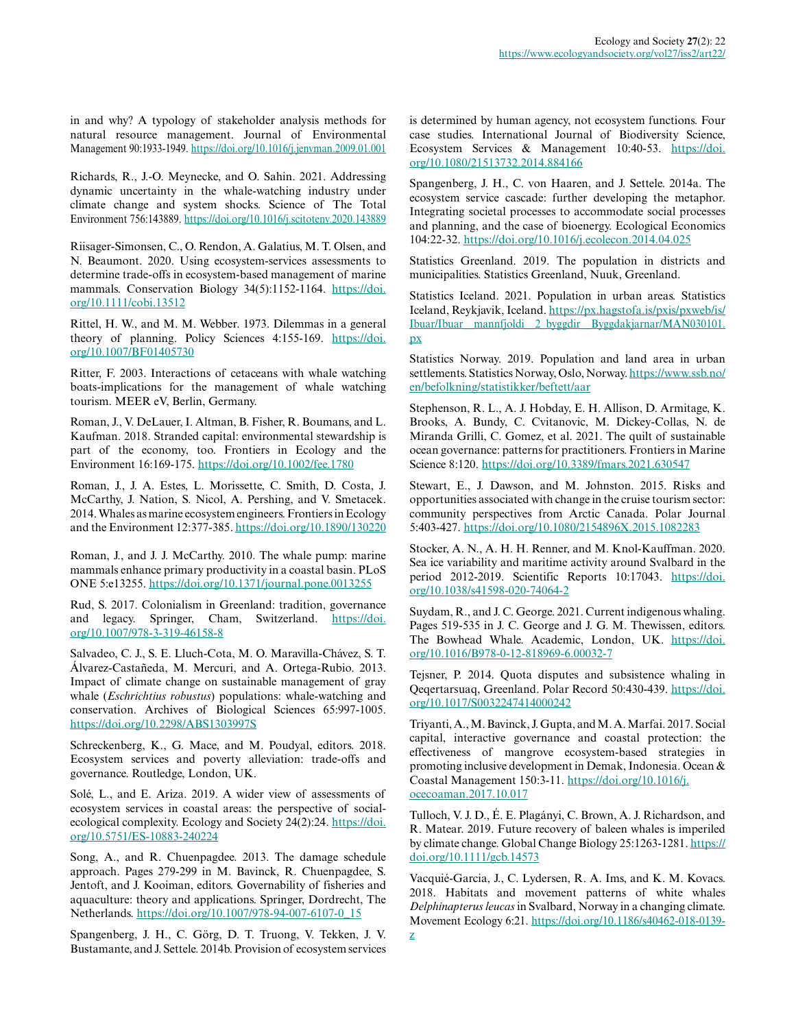in and why? A typology of stakeholder analysis methods for natural resource management. Journal of Environmental Management 90:1933-1949. https://doi.org/10.1016/j.jenvman.2009.01.001

Richards, R., J.-O. Meynecke, and O. Sahin. 2021. Addressing dynamic uncertainty in the whale-watching industry under climate change and system shocks. Science of The Total Environment 756:143889. https://doi.org/10.1016/j.scitotenv.2020.143889

Riisager-Simonsen, C., O. Rendon, A. Galatius, M. T. Olsen, and N. Beaumont. 2020. Using ecosystem-services assessments to determine trade-offs in ecosystem-based management of marine mammals. Conservation Biology 34(5):1152-1164. https://doi.org/10.1111/cobi.13512

Rittel, H. W., and M. M. Webber. 1973. Dilemmas in a general theory of planning. Policy Sciences 4:155-169. https://doi.org/10.1007/BF01405730

Ritter, F. 2003. Interactions of cetaceans with whale watching boats-implications for the management of whale watching tourism. MEER eV, Berlin, Germany.

Roman, J., V. DeLauer, I. Altman, B. Fisher, R. Boumans, and L. Kaufman. 2018. Stranded capital: environmental stewardship is part of the economy, too. Frontiers in Ecology and the Environment 16:169-175. https://doi.org/10.1002/fee.1780

Roman, J., J. A. Estes, L. Morissette, C. Smith, D. Costa, J. McCarthy, J. Nation, S. Nicol, A. Pershing, and V. Smetacek. 2014. Whales as marine ecosystem engineers. Frontiers in Ecology and the Environment 12:377-385. https://doi.org/10.1890/130220

Roman, J., and J. J. McCarthy. 2010. The whale pump: marine mammals enhance primary productivity in a coastal basin. PLoS ONE 5:e13255. https://doi.org/10.1371/journal.pone.0013255

Rud, S. 2017. Colonialism in Greenland: tradition, governance and legacy. Springer, Cham, Switzerland. https://doi.org/10.1007/978-3-319-46158-8

Salvadeo, C. J., S. E. Lluch-Cota, M. O. Maravilla-Chávez, S. T. Álvarez-Castañeda, M. Mercuri, and A. Ortega-Rubio. 2013. Impact of climate change on sustainable management of gray whale (*Eschrichtius robustus*) populations: whale-watching and conservation. Archives of Biological Sciences 65:997-1005. https://doi.org/10.2298/ABS1303997S

Schreckenberg, K., G. Mace, and M. Poudyal, editors. 2018. Ecosystem services and poverty alleviation: trade-offs and governance. Routledge, London, UK.

Solé, L., and E. Ariza. 2019. A wider view of assessments of ecosystem services in coastal areas: the perspective of social-ecological complexity. Ecology and Society 24(2):24. https://doi.org/10.5751/ES-10883-240224

Song, A., and R. Chuenpagdee. 2013. The damage schedule approach. Pages 279-299 in M. Bavinck, R. Chuenpagdee, S. Jentoft, and J. Kooiman, editors. Governability of fisheries and aquaculture: theory and applications. Springer, Dordrecht, The Netherlands. https://doi.org/10.1007/978-94-007-6107-0_15

Spangenberg, J. H., C. Görg, D. T. Truong, V. Tekken, J. V. Bustamante, and J. Settele. 2014b. Provision of ecosystem services is determined by human agency, not ecosystem functions. Four case studies. International Journal of Biodiversity Science, Ecosystem Services & Management 10:40-53. https://doi.org/10.1080/21513732.2014.884166

Spangenberg, J. H., C. von Haaren, and J. Settele. 2014a. The ecosystem service cascade: further developing the metaphor. Integrating societal processes to accommodate social processes and planning, and the case of bioenergy. Ecological Economics 104:22-32. https://doi.org/10.1016/j.ecolecon.2014.04.025

Statistics Greenland. 2019. The population in districts and municipalities. Statistics Greenland, Nuuk, Greenland.

Statistics Iceland. 2021. Population in urban areas. Statistics Iceland, Reykjavik, Iceland. https://px.hagstofa.is/pxis/pxweb/is/Ibuar/Ibuar__mannfjoldi__2_byggdir__Byggdakjarnar/MAN030101.px

Statistics Norway. 2019. Population and land area in urban settlements. Statistics Norway, Oslo, Norway. https://www.ssb.no/en/befolkning/statistikker/beftett/aar

Stephenson, R. L., A. J. Hobday, E. H. Allison, D. Armitage, K. Brooks, A. Bundy, C. Cvitanovic, M. Dickey-Collas, N. de Miranda Grilli, C. Gomez, et al. 2021. The quilt of sustainable ocean governance: patterns for practitioners. Frontiers in Marine Science 8:120. https://doi.org/10.3389/fmars.2021.630547

Stewart, E., J. Dawson, and M. Johnston. 2015. Risks and opportunities associated with change in the cruise tourism sector: community perspectives from Arctic Canada. Polar Journal 5:403-427. https://doi.org/10.1080/2154896X.2015.1082283

Stocker, A. N., A. H. H. Renner, and M. Knol-Kauffman. 2020. Sea ice variability and maritime activity around Svalbard in the period 2012-2019. Scientific Reports 10:17043. https://doi.org/10.1038/s41598-020-74064-2

Suydam, R., and J. C. George. 2021. Current indigenous whaling. Pages 519-535 in J. C. George and J. G. M. Thewissen, editors. The Bowhead Whale. Academic, London, UK. https://doi.org/10.1016/B978-0-12-818969-6.00032-7

Tejsner, P. 2014. Quota disputes and subsistence whaling in Qeqertarsuaq, Greenland. Polar Record 50:430-439. https://doi.org/10.1017/S0032247414000242

Triyanti, A., M. Bavinck, J. Gupta, and M. A. Marfai. 2017. Social capital, interactive governance and coastal protection: the effectiveness of mangrove ecosystem-based strategies in promoting inclusive development in Demak, Indonesia. Ocean & Coastal Management 150:3-11. https://doi.org/10.1016/j.ocecoaman.2017.10.017

Tulloch, V. J. D., É. E. Plagányi, C. Brown, A. J. Richardson, and R. Matear. 2019. Future recovery of baleen whales is imperiled by climate change. Global Change Biology 25:1263-1281. https://doi.org/10.1111/gcb.14573

Vacquié-Garcia, J., C. Lydersen, R. A. Ims, and K. M. Kovacs. 2018. Habitats and movement patterns of white whales *Delphinapterus leucas* in Svalbard, Norway in a changing climate. Movement Ecology 6:21. https://doi.org/10.1186/s40462-018-0139-z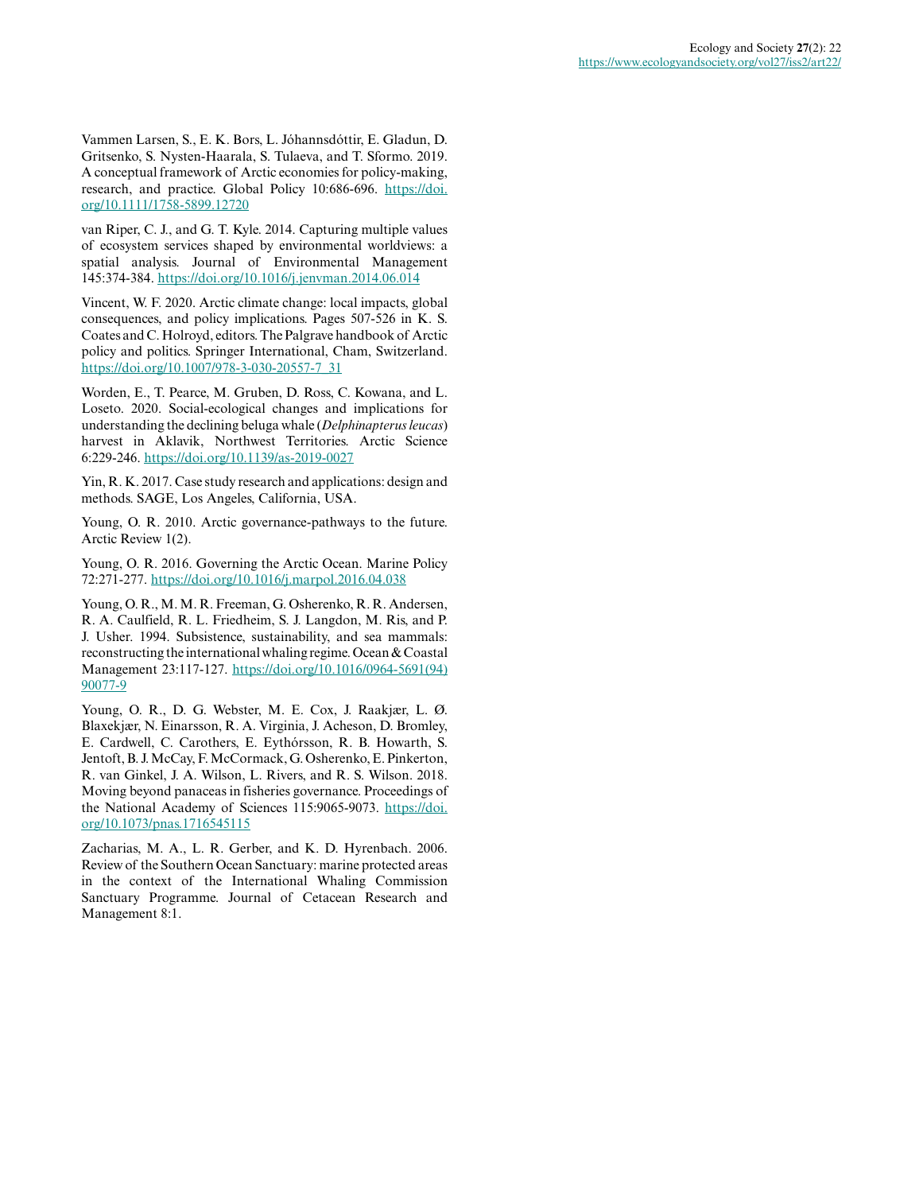Vammen Larsen, S., E. K. Bors, L. Jóhannsdóttir, E. Gladun, D. Gritsenko, S. Nysten-Haarala, S. Tulaeva, and T. Sformo. 2019. A conceptual framework of Arctic economies for policy-making, research, and practice. Global Policy 10:686-696. https://doi.org/10.1111/1758-5899.12720

van Riper, C. J., and G. T. Kyle. 2014. Capturing multiple values of ecosystem services shaped by environmental worldviews: a spatial analysis. Journal of Environmental Management 145:374-384. https://doi.org/10.1016/j.jenvman.2014.06.014

Vincent, W. F. 2020. Arctic climate change: local impacts, global consequences, and policy implications. Pages 507-526 in K. S. Coates and C. Holroyd, editors. The Palgrave handbook of Arctic policy and politics. Springer International, Cham, Switzerland. https://doi.org/10.1007/978-3-030-20557-7_31

Worden, E., T. Pearce, M. Gruben, D. Ross, C. Kowana, and L. Loseto. 2020. Social-ecological changes and implications for understanding the declining beluga whale (*Delphinapterus leucas*) harvest in Aklavik, Northwest Territories. Arctic Science 6:229-246. https://doi.org/10.1139/as-2019-0027

Yin, R. K. 2017. Case study research and applications: design and methods. SAGE, Los Angeles, California, USA.

Young, O. R. 2010. Arctic governance-pathways to the future. Arctic Review 1(2).

Young, O. R. 2016. Governing the Arctic Ocean. Marine Policy 72:271-277. https://doi.org/10.1016/j.marpol.2016.04.038

Young, O. R., M. M. R. Freeman, G. Osherenko, R. R. Andersen, R. A. Caulfield, R. L. Friedheim, S. J. Langdon, M. Ris, and P. J. Usher. 1994. Subsistence, sustainability, and sea mammals: reconstructing the international whaling regime. Ocean & Coastal Management 23:117-127. https://doi.org/10.1016/0964-5691(94)90077-9

Young, O. R., D. G. Webster, M. E. Cox, J. Raakjær, L. Ø. Blaxekjær, N. Einarsson, R. A. Virginia, J. Acheson, D. Bromley, E. Cardwell, C. Carothers, E. Eythórsson, R. B. Howarth, S. Jentoft, B. J. McCay, F. McCormack, G. Osherenko, E. Pinkerton, R. van Ginkel, J. A. Wilson, L. Rivers, and R. S. Wilson. 2018. Moving beyond panaceas in fisheries governance. Proceedings of the National Academy of Sciences 115:9065-9073. https://doi.org/10.1073/pnas.1716545115

Zacharias, M. A., L. R. Gerber, and K. D. Hyrenbach. 2006. Review of the Southern Ocean Sanctuary: marine protected areas in the context of the International Whaling Commission Sanctuary Programme. Journal of Cetacean Research and Management 8:1.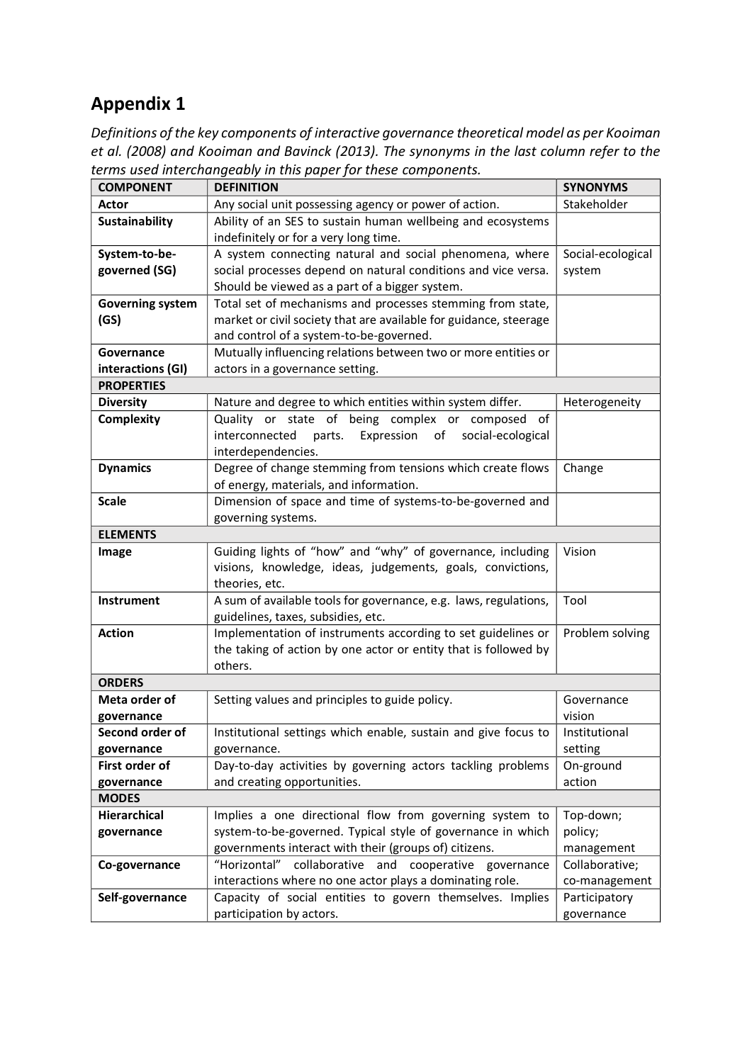## Appendix 1

*Definitions of the key components of interactive governance theoretical model as per Kooiman et al. (2008) and Kooiman and Bavinck (2013). The synonyms in the last column refer to the terms used interchangeably in this paper for these components.*

| COMPONENT | DEFINITION | SYNONYMS |
|---|---|---|
| **Actor** | Any social unit possessing agency or power of action. | Stakeholder |
| **Sustainability** | Ability of an SES to sustain human wellbeing and ecosystems indefinitely or for a very long time. | |
| **System-to-be-governed (SG)** | A system connecting natural and social phenomena, where social processes depend on natural conditions and vice versa. Should be viewed as a part of a bigger system. | Social-ecological system |
| **Governing system (GS)** | Total set of mechanisms and processes stemming from state, market or civil society that are available for guidance, steerage and control of a system-to-be-governed. | |
| **Governance interactions (GI)** | Mutually influencing relations between two or more entities or actors in a governance setting. | |
| **PROPERTIES** | | |
| **Diversity** | Nature and degree to which entities within system differ. | Heterogeneity |
| **Complexity** | Quality or state of being complex or composed of interconnected parts. Expression of social-ecological interdependencies. | |
| **Dynamics** | Degree of change stemming from tensions which create flows of energy, materials, and information. | Change |
| **Scale** | Dimension of space and time of systems-to-be-governed and governing systems. | |
| **ELEMENTS** | | |
| **Image** | Guiding lights of "how" and "why" of governance, including visions, knowledge, ideas, judgements, goals, convictions, theories, etc. | Vision |
| **Instrument** | A sum of available tools for governance, e.g. laws, regulations, guidelines, taxes, subsidies, etc. | Tool |
| **Action** | Implementation of instruments according to set guidelines or the taking of action by one actor or entity that is followed by others. | Problem solving |
| **ORDERS** | | |
| **Meta order of governance** | Setting values and principles to guide policy. | Governance vision |
| **Second order of governance** | Institutional settings which enable, sustain and give focus to governance. | Institutional setting |
| **First order of governance** | Day-to-day activities by governing actors tackling problems and creating opportunities. | On-ground action |
| **MODES** | | |
| **Hierarchical governance** | Implies a one directional flow from governing system to system-to-be-governed. Typical style of governance in which governments interact with their (groups of) citizens. | Top-down; policy; management |
| **Co-governance** | "Horizontal" collaborative and cooperative governance interactions where no one actor plays a dominating role. | Collaborative; co-management |
| **Self-governance** | Capacity of social entities to govern themselves. Implies participation by actors. | Participatory governance |